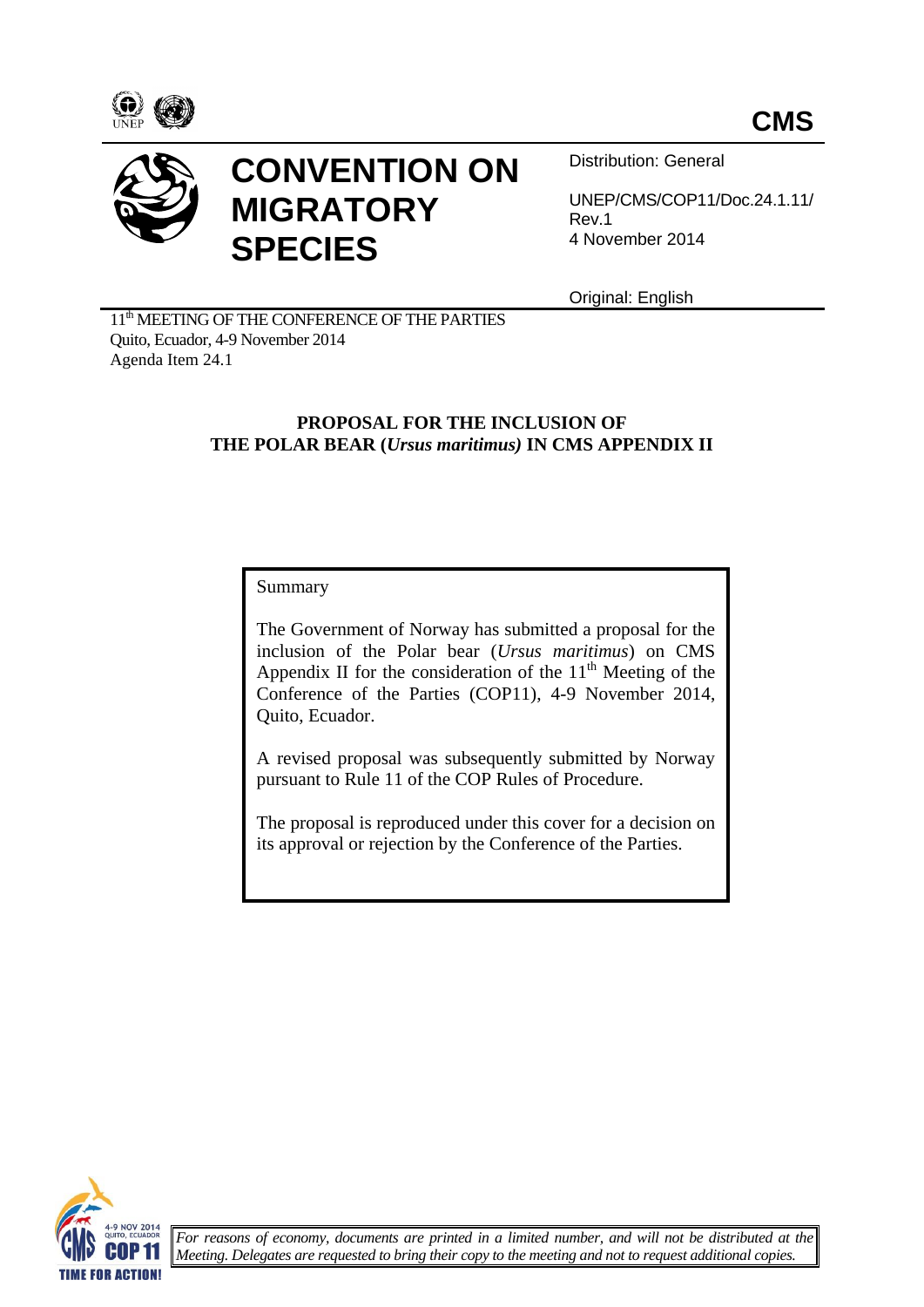**CMS**

# CONVENTION ON MIGRATORY SPECIES

Distribution: General

UNEP/CMS/COP11/Doc.24.1.11/ Rev.1
4 November 2014

Original: English

11th MEETING OF THE CONFERENCE OF THE PARTIES
Quito, Ecuador, 4-9 November 2014
Agenda Item 24.1

## PROPOSAL FOR THE INCLUSION OF THE POLAR BEAR (*Ursus maritimus)* IN CMS APPENDIX II

Summary

The Government of Norway has submitted a proposal for the inclusion of the Polar bear (*Ursus maritimus*) on CMS Appendix II for the consideration of the 11th Meeting of the Conference of the Parties (COP11), 4-9 November 2014, Quito, Ecuador.

A revised proposal was subsequently submitted by Norway pursuant to Rule 11 of the COP Rules of Procedure.

The proposal is reproduced under this cover for a decision on its approval or rejection by the Conference of the Parties.

*For reasons of economy, documents are printed in a limited number, and will not be distributed at the Meeting. Delegates are requested to bring their copy to the meeting and not to request additional copies.*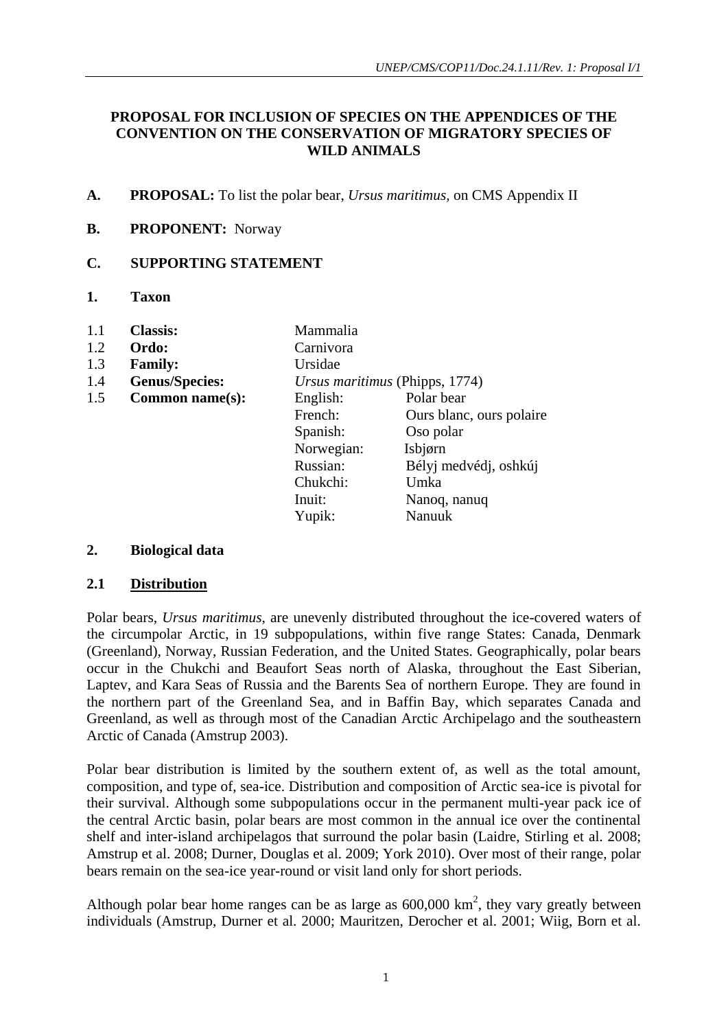**PROPOSAL FOR INCLUSION OF SPECIES ON THE APPENDICES OF THE CONVENTION ON THE CONSERVATION OF MIGRATORY SPECIES OF WILD ANIMALS**

**A. PROPOSAL:** To list the polar bear, *Ursus maritimus*, on CMS Appendix II

**B. PROPONENT:** Norway

**C. SUPPORTING STATEMENT**

**1. Taxon**

| | | | |
|---|---|---|---|
| 1.1 | **Classis:** | Mammalia | |
| 1.2 | **Ordo:** | Carnivora | |
| 1.3 | **Family:** | Ursidae | |
| 1.4 | **Genus/Species:** | *Ursus maritimus* (Phipps, 1774) | |
| 1.5 | **Common name(s):** | English: | Polar bear |
| | | French: | Ours blanc, ours polaire |
| | | Spanish: | Oso polar |
| | | Norwegian: | Isbjørn |
| | | Russian: | Bélyj medvédj, oshkúj |
| | | Chukchi: | Umka |
| | | Inuit: | Nanoq, nanuq |
| | | Yupik: | Nanuuk |

**2. Biological data**

**2.1 Distribution**

Polar bears, *Ursus maritimus*, are unevenly distributed throughout the ice-covered waters of the circumpolar Arctic, in 19 subpopulations, within five range States: Canada, Denmark (Greenland), Norway, Russian Federation, and the United States. Geographically, polar bears occur in the Chukchi and Beaufort Seas north of Alaska, throughout the East Siberian, Laptev, and Kara Seas of Russia and the Barents Sea of northern Europe. They are found in the northern part of the Greenland Sea, and in Baffin Bay, which separates Canada and Greenland, as well as through most of the Canadian Arctic Archipelago and the southeastern Arctic of Canada (Amstrup 2003).

Polar bear distribution is limited by the southern extent of, as well as the total amount, composition, and type of, sea-ice. Distribution and composition of Arctic sea-ice is pivotal for their survival. Although some subpopulations occur in the permanent multi-year pack ice of the central Arctic basin, polar bears are most common in the annual ice over the continental shelf and inter-island archipelagos that surround the polar basin (Laidre, Stirling et al. 2008; Amstrup et al. 2008; Durner, Douglas et al. 2009; York 2010). Over most of their range, polar bears remain on the sea-ice year-round or visit land only for short periods.

Although polar bear home ranges can be as large as 600,000 km$^2$, they vary greatly between individuals (Amstrup, Durner et al. 2000; Mauritzen, Derocher et al. 2001; Wiig, Born et al.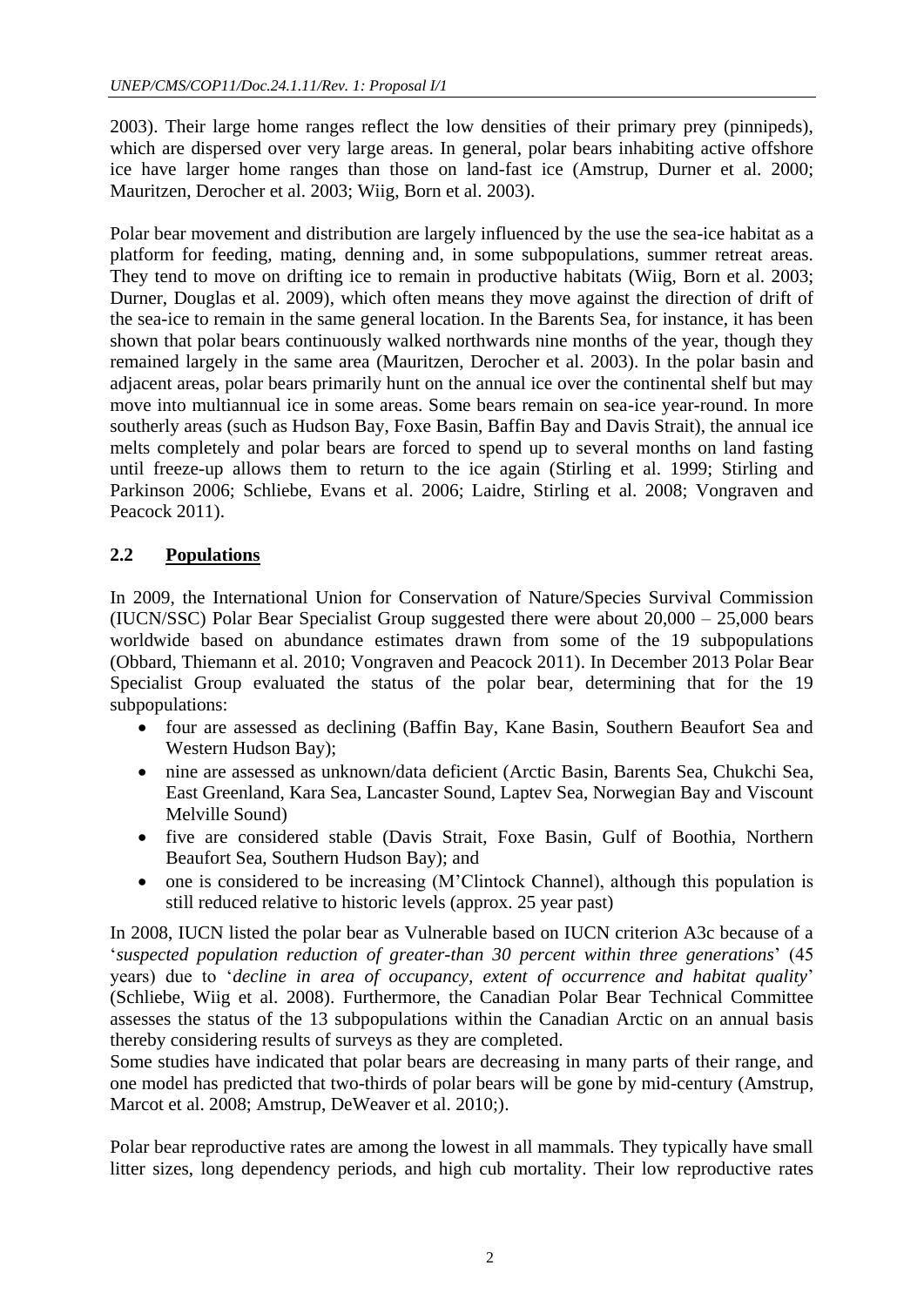2003). Their large home ranges reflect the low densities of their primary prey (pinnipeds), which are dispersed over very large areas. In general, polar bears inhabiting active offshore ice have larger home ranges than those on land-fast ice (Amstrup, Durner et al. 2000; Mauritzen, Derocher et al. 2003; Wiig, Born et al. 2003).

Polar bear movement and distribution are largely influenced by the use the sea-ice habitat as a platform for feeding, mating, denning and, in some subpopulations, summer retreat areas. They tend to move on drifting ice to remain in productive habitats (Wiig, Born et al. 2003; Durner, Douglas et al. 2009), which often means they move against the direction of drift of the sea-ice to remain in the same general location. In the Barents Sea, for instance, it has been shown that polar bears continuously walked northwards nine months of the year, though they remained largely in the same area (Mauritzen, Derocher et al. 2003). In the polar basin and adjacent areas, polar bears primarily hunt on the annual ice over the continental shelf but may move into multiannual ice in some areas. Some bears remain on sea-ice year-round. In more southerly areas (such as Hudson Bay, Foxe Basin, Baffin Bay and Davis Strait), the annual ice melts completely and polar bears are forced to spend up to several months on land fasting until freeze-up allows them to return to the ice again (Stirling et al. 1999; Stirling and Parkinson 2006; Schliebe, Evans et al. 2006; Laidre, Stirling et al. 2008; Vongraven and Peacock 2011).

## 2.2 Populations

In 2009, the International Union for Conservation of Nature/Species Survival Commission (IUCN/SSC) Polar Bear Specialist Group suggested there were about 20,000 – 25,000 bears worldwide based on abundance estimates drawn from some of the 19 subpopulations (Obbard, Thiemann et al. 2010; Vongraven and Peacock 2011). In December 2013 Polar Bear Specialist Group evaluated the status of the polar bear, determining that for the 19 subpopulations:

- four are assessed as declining (Baffin Bay, Kane Basin, Southern Beaufort Sea and Western Hudson Bay);
- nine are assessed as unknown/data deficient (Arctic Basin, Barents Sea, Chukchi Sea, East Greenland, Kara Sea, Lancaster Sound, Laptev Sea, Norwegian Bay and Viscount Melville Sound)
- five are considered stable (Davis Strait, Foxe Basin, Gulf of Boothia, Northern Beaufort Sea, Southern Hudson Bay); and
- one is considered to be increasing (M'Clintock Channel), although this population is still reduced relative to historic levels (approx. 25 year past)

In 2008, IUCN listed the polar bear as Vulnerable based on IUCN criterion A3c because of a '*suspected population reduction of greater-than 30 percent within three generations*' (45 years) due to '*decline in area of occupancy, extent of occurrence and habitat quality*' (Schliebe, Wiig et al. 2008). Furthermore, the Canadian Polar Bear Technical Committee assesses the status of the 13 subpopulations within the Canadian Arctic on an annual basis thereby considering results of surveys as they are completed.

Some studies have indicated that polar bears are decreasing in many parts of their range, and one model has predicted that two-thirds of polar bears will be gone by mid-century (Amstrup, Marcot et al. 2008; Amstrup, DeWeaver et al. 2010;).

Polar bear reproductive rates are among the lowest in all mammals. They typically have small litter sizes, long dependency periods, and high cub mortality. Their low reproductive rates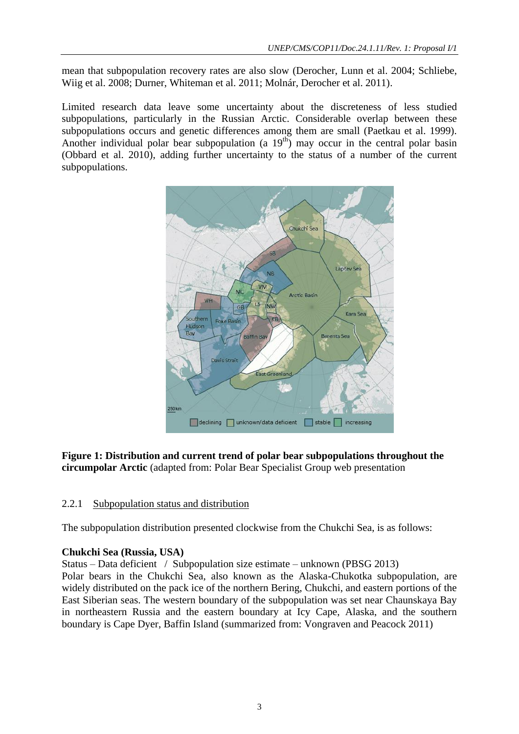mean that subpopulation recovery rates are also slow (Derocher, Lunn et al. 2004; Schliebe, Wiig et al. 2008; Durner, Whiteman et al. 2011; Molnár, Derocher et al. 2011).

Limited research data leave some uncertainty about the discreteness of less studied subpopulations, particularly in the Russian Arctic. Considerable overlap between these subpopulations occurs and genetic differences among them are small (Paetkau et al. 1999). Another individual polar bear subpopulation (a 19[th]) may occur in the central polar basin (Obbard et al. 2010), adding further uncertainty to the status of a number of the current subpopulations.

**Figure 1: Distribution and current trend of polar bear subpopulations throughout the circumpolar Arctic** (adapted from: Polar Bear Specialist Group web presentation

### 2.2.1 Subpopulation status and distribution

The subpopulation distribution presented clockwise from the Chukchi Sea, is as follows:

**Chukchi Sea (Russia, USA)**

Status – Data deficient / Subpopulation size estimate – unknown (PBSG 2013)

Polar bears in the Chukchi Sea, also known as the Alaska-Chukotka subpopulation, are widely distributed on the pack ice of the northern Bering, Chukchi, and eastern portions of the East Siberian seas. The western boundary of the subpopulation was set near Chaunskaya Bay in northeastern Russia and the eastern boundary at Icy Cape, Alaska, and the southern boundary is Cape Dyer, Baffin Island (summarized from: Vongraven and Peacock 2011)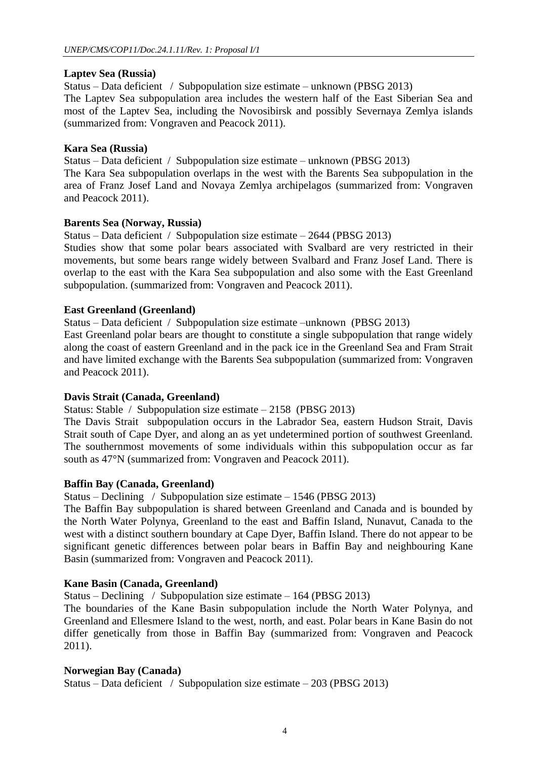**Laptev Sea (Russia)**

Status – Data deficient / Subpopulation size estimate – unknown (PBSG 2013)

The Laptev Sea subpopulation area includes the western half of the East Siberian Sea and most of the Laptev Sea, including the Novosibirsk and possibly Severnaya Zemlya islands (summarized from: Vongraven and Peacock 2011).

**Kara Sea (Russia)**

Status – Data deficient / Subpopulation size estimate – unknown (PBSG 2013)

The Kara Sea subpopulation overlaps in the west with the Barents Sea subpopulation in the area of Franz Josef Land and Novaya Zemlya archipelagos (summarized from: Vongraven and Peacock 2011).

**Barents Sea (Norway, Russia)**

Status – Data deficient / Subpopulation size estimate – 2644 (PBSG 2013)

Studies show that some polar bears associated with Svalbard are very restricted in their movements, but some bears range widely between Svalbard and Franz Josef Land. There is overlap to the east with the Kara Sea subpopulation and also some with the East Greenland subpopulation. (summarized from: Vongraven and Peacock 2011).

**East Greenland (Greenland)**

Status – Data deficient / Subpopulation size estimate –unknown (PBSG 2013)

East Greenland polar bears are thought to constitute a single subpopulation that range widely along the coast of eastern Greenland and in the pack ice in the Greenland Sea and Fram Strait and have limited exchange with the Barents Sea subpopulation (summarized from: Vongraven and Peacock 2011).

**Davis Strait (Canada, Greenland)**

Status: Stable / Subpopulation size estimate – 2158 (PBSG 2013)

The Davis Strait subpopulation occurs in the Labrador Sea, eastern Hudson Strait, Davis Strait south of Cape Dyer, and along an as yet undetermined portion of southwest Greenland. The southernmost movements of some individuals within this subpopulation occur as far south as 47°N (summarized from: Vongraven and Peacock 2011).

**Baffin Bay (Canada, Greenland)**

Status – Declining / Subpopulation size estimate – 1546 (PBSG 2013)

The Baffin Bay subpopulation is shared between Greenland and Canada and is bounded by the North Water Polynya, Greenland to the east and Baffin Island, Nunavut, Canada to the west with a distinct southern boundary at Cape Dyer, Baffin Island. There do not appear to be significant genetic differences between polar bears in Baffin Bay and neighbouring Kane Basin (summarized from: Vongraven and Peacock 2011).

**Kane Basin (Canada, Greenland)**

Status – Declining / Subpopulation size estimate – 164 (PBSG 2013)

The boundaries of the Kane Basin subpopulation include the North Water Polynya, and Greenland and Ellesmere Island to the west, north, and east. Polar bears in Kane Basin do not differ genetically from those in Baffin Bay (summarized from: Vongraven and Peacock 2011).

**Norwegian Bay (Canada)**

Status – Data deficient / Subpopulation size estimate – 203 (PBSG 2013)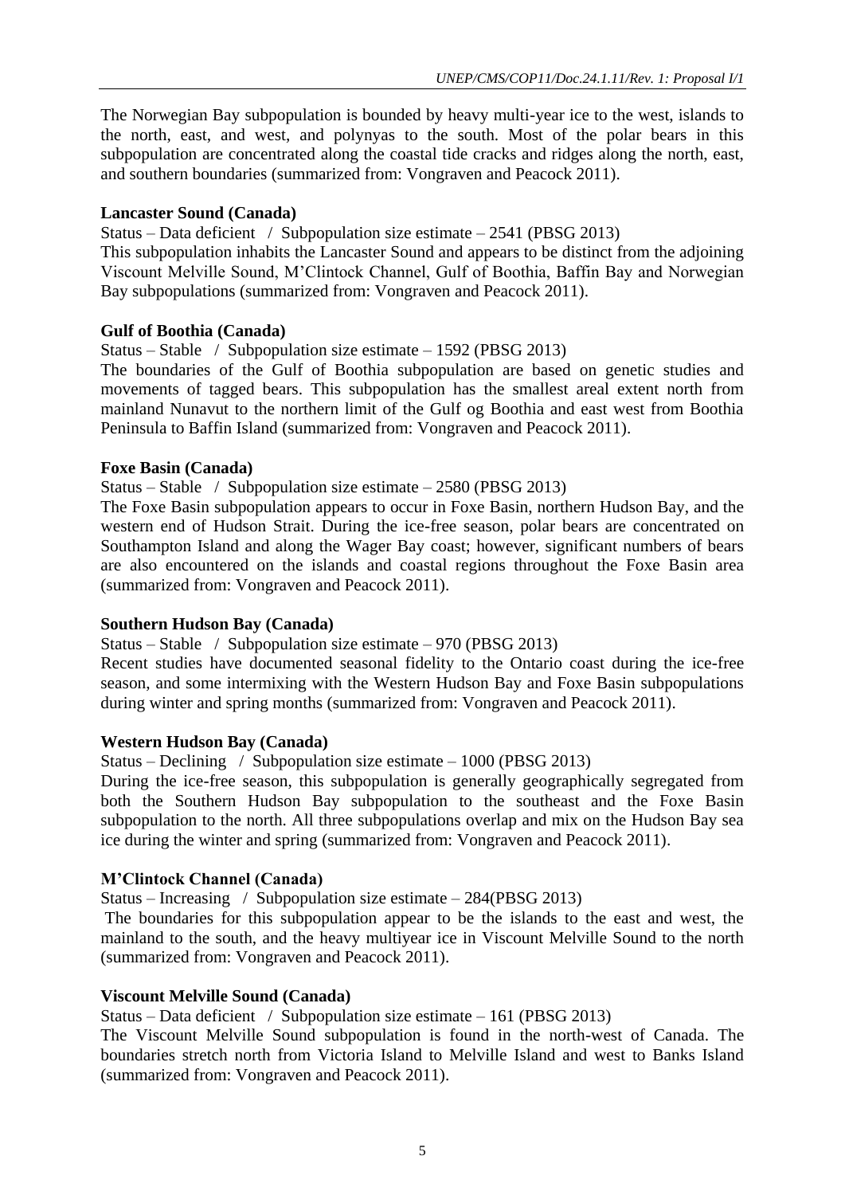The Norwegian Bay subpopulation is bounded by heavy multi-year ice to the west, islands to the north, east, and west, and polynyas to the south. Most of the polar bears in this subpopulation are concentrated along the coastal tide cracks and ridges along the north, east, and southern boundaries (summarized from: Vongraven and Peacock 2011).

**Lancaster Sound (Canada)**

Status – Data deficient / Subpopulation size estimate – 2541 (PBSG 2013)
This subpopulation inhabits the Lancaster Sound and appears to be distinct from the adjoining Viscount Melville Sound, M'Clintock Channel, Gulf of Boothia, Baffin Bay and Norwegian Bay subpopulations (summarized from: Vongraven and Peacock 2011).

**Gulf of Boothia (Canada)**

Status – Stable / Subpopulation size estimate – 1592 (PBSG 2013)
The boundaries of the Gulf of Boothia subpopulation are based on genetic studies and movements of tagged bears. This subpopulation has the smallest areal extent north from mainland Nunavut to the northern limit of the Gulf og Boothia and east west from Boothia Peninsula to Baffin Island (summarized from: Vongraven and Peacock 2011).

**Foxe Basin (Canada)**

Status – Stable / Subpopulation size estimate – 2580 (PBSG 2013)
The Foxe Basin subpopulation appears to occur in Foxe Basin, northern Hudson Bay, and the western end of Hudson Strait. During the ice-free season, polar bears are concentrated on Southampton Island and along the Wager Bay coast; however, significant numbers of bears are also encountered on the islands and coastal regions throughout the Foxe Basin area (summarized from: Vongraven and Peacock 2011).

**Southern Hudson Bay (Canada)**

Status – Stable / Subpopulation size estimate – 970 (PBSG 2013)
Recent studies have documented seasonal fidelity to the Ontario coast during the ice-free season, and some intermixing with the Western Hudson Bay and Foxe Basin subpopulations during winter and spring months (summarized from: Vongraven and Peacock 2011).

**Western Hudson Bay (Canada)**

Status – Declining / Subpopulation size estimate – 1000 (PBSG 2013)
During the ice-free season, this subpopulation is generally geographically segregated from both the Southern Hudson Bay subpopulation to the southeast and the Foxe Basin subpopulation to the north. All three subpopulations overlap and mix on the Hudson Bay sea ice during the winter and spring (summarized from: Vongraven and Peacock 2011).

**M'Clintock Channel (Canada)**

Status – Increasing / Subpopulation size estimate – 284(PBSG 2013)
The boundaries for this subpopulation appear to be the islands to the east and west, the mainland to the south, and the heavy multiyear ice in Viscount Melville Sound to the north (summarized from: Vongraven and Peacock 2011).

**Viscount Melville Sound (Canada)**

Status – Data deficient / Subpopulation size estimate – 161 (PBSG 2013)
The Viscount Melville Sound subpopulation is found in the north-west of Canada. The boundaries stretch north from Victoria Island to Melville Island and west to Banks Island (summarized from: Vongraven and Peacock 2011).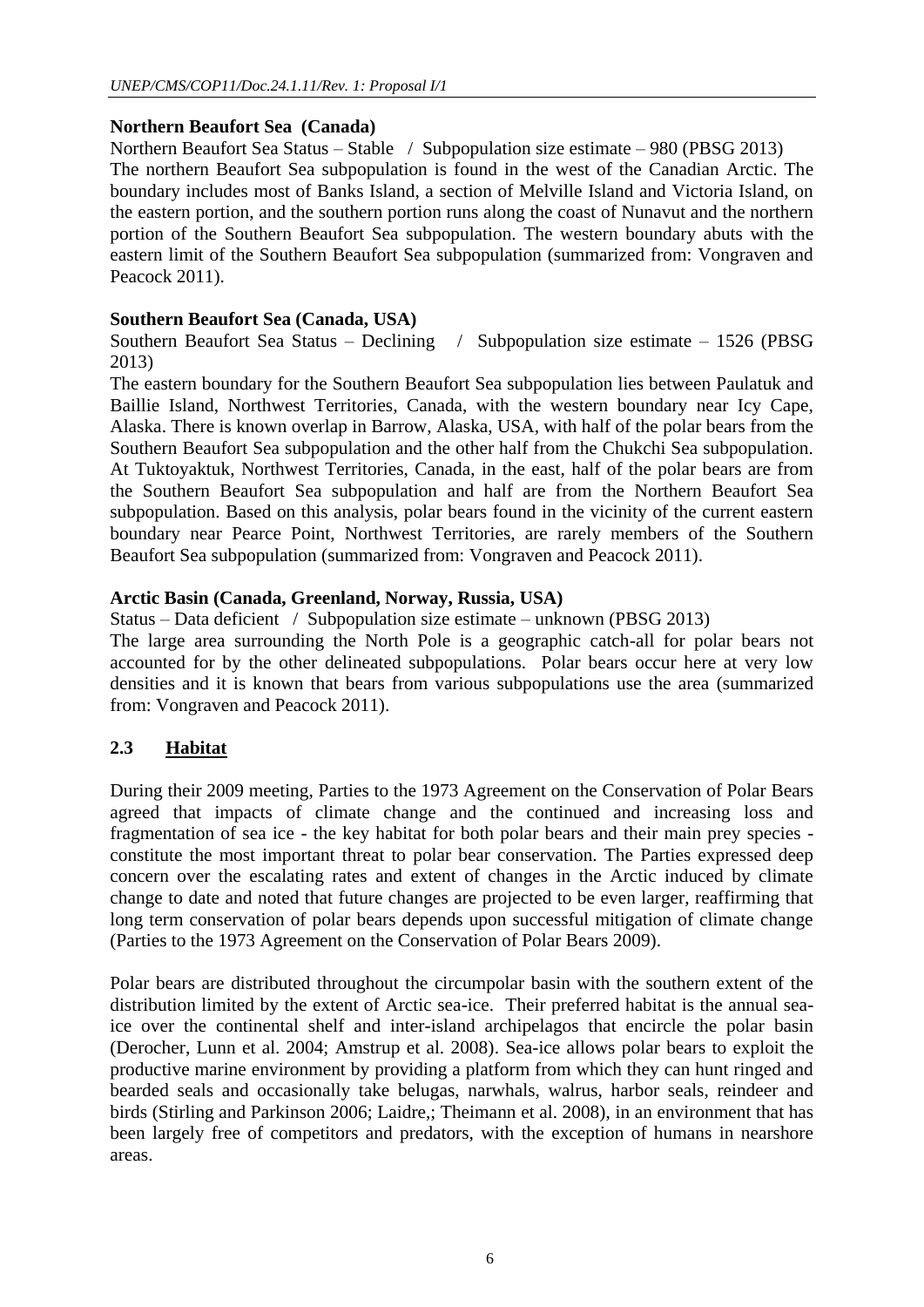**Northern Beaufort Sea (Canada)**

Northern Beaufort Sea Status – Stable / Subpopulation size estimate – 980 (PBSG 2013)

The northern Beaufort Sea subpopulation is found in the west of the Canadian Arctic. The boundary includes most of Banks Island, a section of Melville Island and Victoria Island, on the eastern portion, and the southern portion runs along the coast of Nunavut and the northern portion of the Southern Beaufort Sea subpopulation. The western boundary abuts with the eastern limit of the Southern Beaufort Sea subpopulation (summarized from: Vongraven and Peacock 2011).

**Southern Beaufort Sea (Canada, USA)**

Southern Beaufort Sea Status – Declining / Subpopulation size estimate – 1526 (PBSG 2013)

The eastern boundary for the Southern Beaufort Sea subpopulation lies between Paulatuk and Baillie Island, Northwest Territories, Canada, with the western boundary near Icy Cape, Alaska. There is known overlap in Barrow, Alaska, USA, with half of the polar bears from the Southern Beaufort Sea subpopulation and the other half from the Chukchi Sea subpopulation. At Tuktoyaktuk, Northwest Territories, Canada, in the east, half of the polar bears are from the Southern Beaufort Sea subpopulation and half are from the Northern Beaufort Sea subpopulation. Based on this analysis, polar bears found in the vicinity of the current eastern boundary near Pearce Point, Northwest Territories, are rarely members of the Southern Beaufort Sea subpopulation (summarized from: Vongraven and Peacock 2011).

**Arctic Basin (Canada, Greenland, Norway, Russia, USA)**

Status – Data deficient / Subpopulation size estimate – unknown (PBSG 2013)

The large area surrounding the North Pole is a geographic catch-all for polar bears not accounted for by the other delineated subpopulations. Polar bears occur here at very low densities and it is known that bears from various subpopulations use the area (summarized from: Vongraven and Peacock 2011).

## 2.3 Habitat

During their 2009 meeting, Parties to the 1973 Agreement on the Conservation of Polar Bears agreed that impacts of climate change and the continued and increasing loss and fragmentation of sea ice - the key habitat for both polar bears and their main prey species - constitute the most important threat to polar bear conservation. The Parties expressed deep concern over the escalating rates and extent of changes in the Arctic induced by climate change to date and noted that future changes are projected to be even larger, reaffirming that long term conservation of polar bears depends upon successful mitigation of climate change (Parties to the 1973 Agreement on the Conservation of Polar Bears 2009).

Polar bears are distributed throughout the circumpolar basin with the southern extent of the distribution limited by the extent of Arctic sea-ice. Their preferred habitat is the annual sea-ice over the continental shelf and inter-island archipelagos that encircle the polar basin (Derocher, Lunn et al. 2004; Amstrup et al. 2008). Sea-ice allows polar bears to exploit the productive marine environment by providing a platform from which they can hunt ringed and bearded seals and occasionally take belugas, narwhals, walrus, harbor seals, reindeer and birds (Stirling and Parkinson 2006; Laidre,; Theimann et al. 2008), in an environment that has been largely free of competitors and predators, with the exception of humans in nearshore areas.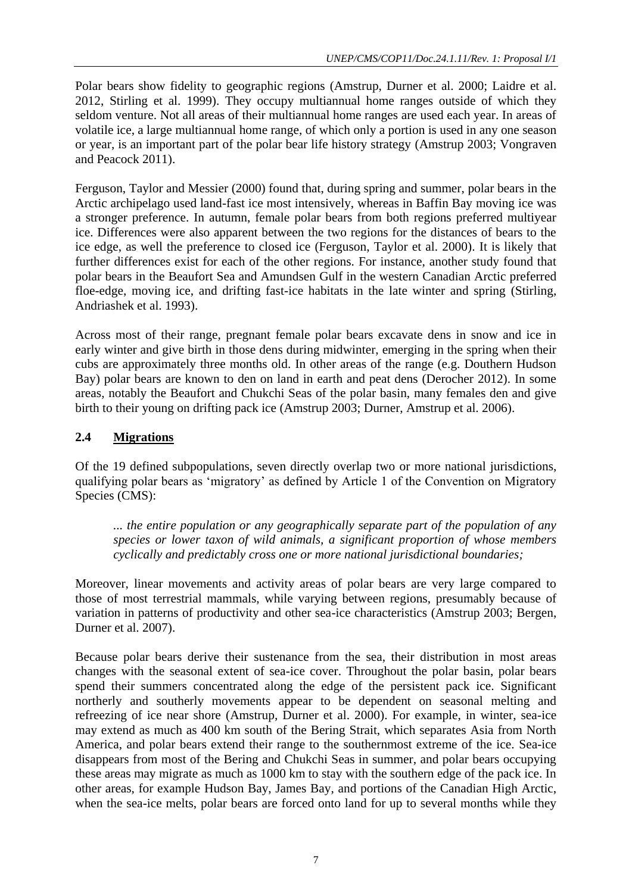Polar bears show fidelity to geographic regions (Amstrup, Durner et al. 2000; Laidre et al. 2012, Stirling et al. 1999). They occupy multiannual home ranges outside of which they seldom venture. Not all areas of their multiannual home ranges are used each year. In areas of volatile ice, a large multiannual home range, of which only a portion is used in any one season or year, is an important part of the polar bear life history strategy (Amstrup 2003; Vongraven and Peacock 2011).

Ferguson, Taylor and Messier (2000) found that, during spring and summer, polar bears in the Arctic archipelago used land-fast ice most intensively, whereas in Baffin Bay moving ice was a stronger preference. In autumn, female polar bears from both regions preferred multiyear ice. Differences were also apparent between the two regions for the distances of bears to the ice edge, as well the preference to closed ice (Ferguson, Taylor et al. 2000). It is likely that further differences exist for each of the other regions. For instance, another study found that polar bears in the Beaufort Sea and Amundsen Gulf in the western Canadian Arctic preferred floe-edge, moving ice, and drifting fast-ice habitats in the late winter and spring (Stirling, Andriashek et al. 1993).

Across most of their range, pregnant female polar bears excavate dens in snow and ice in early winter and give birth in those dens during midwinter, emerging in the spring when their cubs are approximately three months old. In other areas of the range (e.g. Douthern Hudson Bay) polar bears are known to den on land in earth and peat dens (Derocher 2012). In some areas, notably the Beaufort and Chukchi Seas of the polar basin, many females den and give birth to their young on drifting pack ice (Amstrup 2003; Durner, Amstrup et al. 2006).

## 2.4 Migrations

Of the 19 defined subpopulations, seven directly overlap two or more national jurisdictions, qualifying polar bears as 'migratory' as defined by Article 1 of the Convention on Migratory Species (CMS):

> *... the entire population or any geographically separate part of the population of any species or lower taxon of wild animals, a significant proportion of whose members cyclically and predictably cross one or more national jurisdictional boundaries;*

Moreover, linear movements and activity areas of polar bears are very large compared to those of most terrestrial mammals, while varying between regions, presumably because of variation in patterns of productivity and other sea-ice characteristics (Amstrup 2003; Bergen, Durner et al. 2007).

Because polar bears derive their sustenance from the sea, their distribution in most areas changes with the seasonal extent of sea-ice cover. Throughout the polar basin, polar bears spend their summers concentrated along the edge of the persistent pack ice. Significant northerly and southerly movements appear to be dependent on seasonal melting and refreezing of ice near shore (Amstrup, Durner et al. 2000). For example, in winter, sea-ice may extend as much as 400 km south of the Bering Strait, which separates Asia from North America, and polar bears extend their range to the southernmost extreme of the ice. Sea-ice disappears from most of the Bering and Chukchi Seas in summer, and polar bears occupying these areas may migrate as much as 1000 km to stay with the southern edge of the pack ice. In other areas, for example Hudson Bay, James Bay, and portions of the Canadian High Arctic, when the sea-ice melts, polar bears are forced onto land for up to several months while they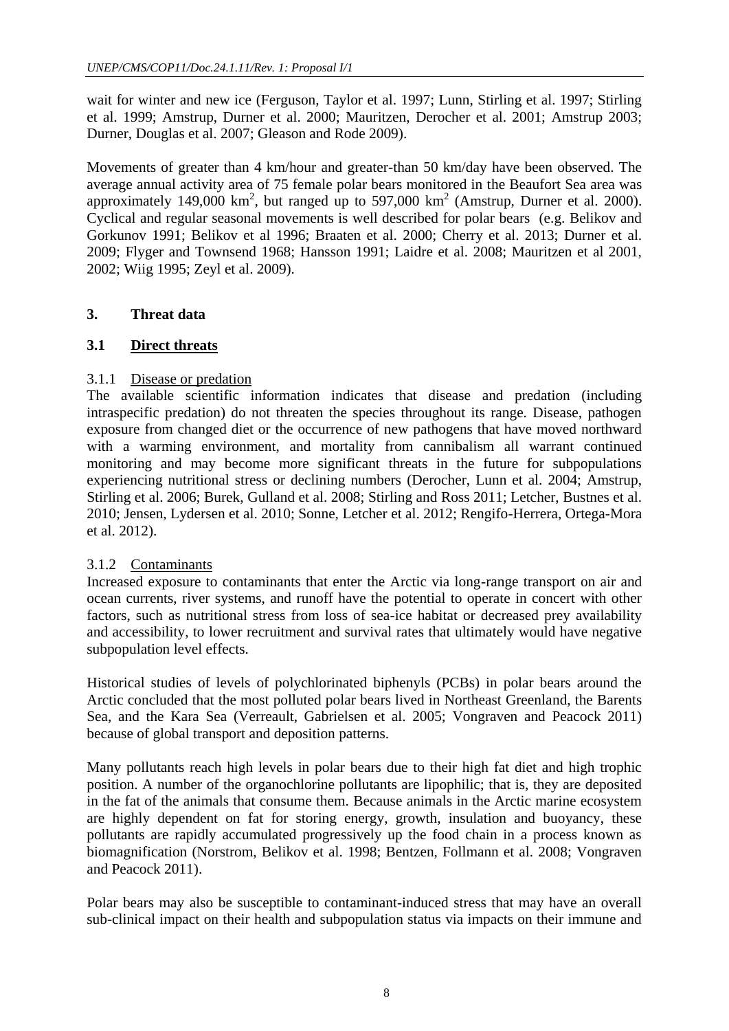wait for winter and new ice (Ferguson, Taylor et al. 1997; Lunn, Stirling et al. 1997; Stirling et al. 1999; Amstrup, Durner et al. 2000; Mauritzen, Derocher et al. 2001; Amstrup 2003; Durner, Douglas et al. 2007; Gleason and Rode 2009).

Movements of greater than 4 km/hour and greater-than 50 km/day have been observed. The average annual activity area of 75 female polar bears monitored in the Beaufort Sea area was approximately 149,000 km$^2$, but ranged up to 597,000 km$^2$ (Amstrup, Durner et al. 2000). Cyclical and regular seasonal movements is well described for polar bears (e.g. Belikov and Gorkunov 1991; Belikov et al 1996; Braaten et al. 2000; Cherry et al. 2013; Durner et al. 2009; Flyger and Townsend 1968; Hansson 1991; Laidre et al. 2008; Mauritzen et al 2001, 2002; Wiig 1995; Zeyl et al. 2009).

## 3. Threat data

### 3.1 Direct threats

#### 3.1.1 Disease or predation

The available scientific information indicates that disease and predation (including intraspecific predation) do not threaten the species throughout its range. Disease, pathogen exposure from changed diet or the occurrence of new pathogens that have moved northward with a warming environment, and mortality from cannibalism all warrant continued monitoring and may become more significant threats in the future for subpopulations experiencing nutritional stress or declining numbers (Derocher, Lunn et al. 2004; Amstrup, Stirling et al. 2006; Burek, Gulland et al. 2008; Stirling and Ross 2011; Letcher, Bustnes et al. 2010; Jensen, Lydersen et al. 2010; Sonne, Letcher et al. 2012; Rengifo-Herrera, Ortega-Mora et al. 2012).

#### 3.1.2 Contaminants

Increased exposure to contaminants that enter the Arctic via long-range transport on air and ocean currents, river systems, and runoff have the potential to operate in concert with other factors, such as nutritional stress from loss of sea-ice habitat or decreased prey availability and accessibility, to lower recruitment and survival rates that ultimately would have negative subpopulation level effects.

Historical studies of levels of polychlorinated biphenyls (PCBs) in polar bears around the Arctic concluded that the most polluted polar bears lived in Northeast Greenland, the Barents Sea, and the Kara Sea (Verreault, Gabrielsen et al. 2005; Vongraven and Peacock 2011) because of global transport and deposition patterns.

Many pollutants reach high levels in polar bears due to their high fat diet and high trophic position. A number of the organochlorine pollutants are lipophilic; that is, they are deposited in the fat of the animals that consume them. Because animals in the Arctic marine ecosystem are highly dependent on fat for storing energy, growth, insulation and buoyancy, these pollutants are rapidly accumulated progressively up the food chain in a process known as biomagnification (Norstrom, Belikov et al. 1998; Bentzen, Follmann et al. 2008; Vongraven and Peacock 2011).

Polar bears may also be susceptible to contaminant-induced stress that may have an overall sub-clinical impact on their health and subpopulation status via impacts on their immune and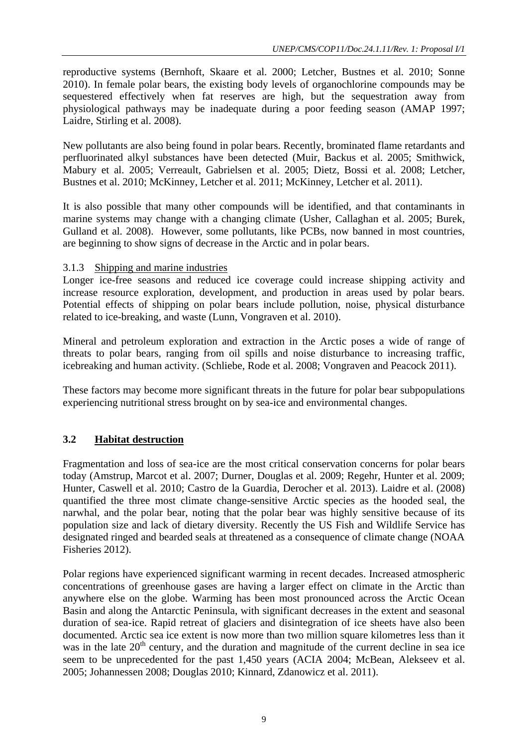reproductive systems (Bernhoft, Skaare et al. 2000; Letcher, Bustnes et al. 2010; Sonne 2010). In female polar bears, the existing body levels of organochlorine compounds may be sequestered effectively when fat reserves are high, but the sequestration away from physiological pathways may be inadequate during a poor feeding season (AMAP 1997; Laidre, Stirling et al. 2008).

New pollutants are also being found in polar bears. Recently, brominated flame retardants and perfluorinated alkyl substances have been detected (Muir, Backus et al. 2005; Smithwick, Mabury et al. 2005; Verreault, Gabrielsen et al. 2005; Dietz, Bossi et al. 2008; Letcher, Bustnes et al. 2010; McKinney, Letcher et al. 2011; McKinney, Letcher et al. 2011).

It is also possible that many other compounds will be identified, and that contaminants in marine systems may change with a changing climate (Usher, Callaghan et al. 2005; Burek, Gulland et al. 2008). However, some pollutants, like PCBs, now banned in most countries, are beginning to show signs of decrease in the Arctic and in polar bears.

### 3.1.3 Shipping and marine industries

Longer ice-free seasons and reduced ice coverage could increase shipping activity and increase resource exploration, development, and production in areas used by polar bears. Potential effects of shipping on polar bears include pollution, noise, physical disturbance related to ice-breaking, and waste (Lunn, Vongraven et al. 2010).

Mineral and petroleum exploration and extraction in the Arctic poses a wide of range of threats to polar bears, ranging from oil spills and noise disturbance to increasing traffic, icebreaking and human activity. (Schliebe, Rode et al. 2008; Vongraven and Peacock 2011).

These factors may become more significant threats in the future for polar bear subpopulations experiencing nutritional stress brought on by sea-ice and environmental changes.

## 3.2 Habitat destruction

Fragmentation and loss of sea-ice are the most critical conservation concerns for polar bears today (Amstrup, Marcot et al. 2007; Durner, Douglas et al. 2009; Regehr, Hunter et al. 2009; Hunter, Caswell et al. 2010; Castro de la Guardia, Derocher et al. 2013). Laidre et al. (2008) quantified the three most climate change-sensitive Arctic species as the hooded seal, the narwhal, and the polar bear, noting that the polar bear was highly sensitive because of its population size and lack of dietary diversity. Recently the US Fish and Wildlife Service has designated ringed and bearded seals at threatened as a consequence of climate change (NOAA Fisheries 2012).

Polar regions have experienced significant warming in recent decades. Increased atmospheric concentrations of greenhouse gases are having a larger effect on climate in the Arctic than anywhere else on the globe. Warming has been most pronounced across the Arctic Ocean Basin and along the Antarctic Peninsula, with significant decreases in the extent and seasonal duration of sea-ice. Rapid retreat of glaciers and disintegration of ice sheets have also been documented. Arctic sea ice extent is now more than two million square kilometres less than it was in the late 20th century, and the duration and magnitude of the current decline in sea ice seem to be unprecedented for the past 1,450 years (ACIA 2004; McBean, Alekseev et al. 2005; Johannessen 2008; Douglas 2010; Kinnard, Zdanowicz et al. 2011).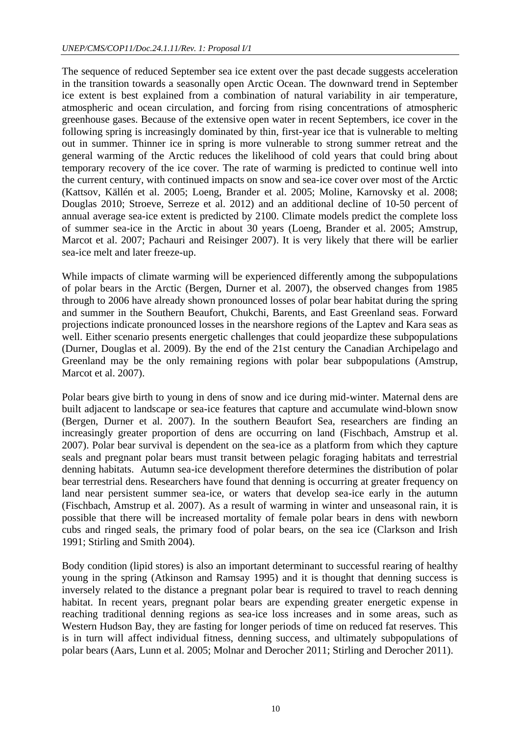The sequence of reduced September sea ice extent over the past decade suggests acceleration in the transition towards a seasonally open Arctic Ocean. The downward trend in September ice extent is best explained from a combination of natural variability in air temperature, atmospheric and ocean circulation, and forcing from rising concentrations of atmospheric greenhouse gases. Because of the extensive open water in recent Septembers, ice cover in the following spring is increasingly dominated by thin, first-year ice that is vulnerable to melting out in summer. Thinner ice in spring is more vulnerable to strong summer retreat and the general warming of the Arctic reduces the likelihood of cold years that could bring about temporary recovery of the ice cover. The rate of warming is predicted to continue well into the current century, with continued impacts on snow and sea-ice cover over most of the Arctic (Kattsov, Källén et al. 2005; Loeng, Brander et al. 2005; Moline, Karnovsky et al. 2008; Douglas 2010; Stroeve, Serreze et al. 2012) and an additional decline of 10-50 percent of annual average sea-ice extent is predicted by 2100. Climate models predict the complete loss of summer sea-ice in the Arctic in about 30 years (Loeng, Brander et al. 2005; Amstrup, Marcot et al. 2007; Pachauri and Reisinger 2007). It is very likely that there will be earlier sea-ice melt and later freeze-up.

While impacts of climate warming will be experienced differently among the subpopulations of polar bears in the Arctic (Bergen, Durner et al. 2007), the observed changes from 1985 through to 2006 have already shown pronounced losses of polar bear habitat during the spring and summer in the Southern Beaufort, Chukchi, Barents, and East Greenland seas. Forward projections indicate pronounced losses in the nearshore regions of the Laptev and Kara seas as well. Either scenario presents energetic challenges that could jeopardize these subpopulations (Durner, Douglas et al. 2009). By the end of the 21st century the Canadian Archipelago and Greenland may be the only remaining regions with polar bear subpopulations (Amstrup, Marcot et al. 2007).

Polar bears give birth to young in dens of snow and ice during mid-winter. Maternal dens are built adjacent to landscape or sea-ice features that capture and accumulate wind-blown snow (Bergen, Durner et al. 2007). In the southern Beaufort Sea, researchers are finding an increasingly greater proportion of dens are occurring on land (Fischbach, Amstrup et al. 2007). Polar bear survival is dependent on the sea-ice as a platform from which they capture seals and pregnant polar bears must transit between pelagic foraging habitats and terrestrial denning habitats. Autumn sea-ice development therefore determines the distribution of polar bear terrestrial dens. Researchers have found that denning is occurring at greater frequency on land near persistent summer sea-ice, or waters that develop sea-ice early in the autumn (Fischbach, Amstrup et al. 2007). As a result of warming in winter and unseasonal rain, it is possible that there will be increased mortality of female polar bears in dens with newborn cubs and ringed seals, the primary food of polar bears, on the sea ice (Clarkson and Irish 1991; Stirling and Smith 2004).

Body condition (lipid stores) is also an important determinant to successful rearing of healthy young in the spring (Atkinson and Ramsay 1995) and it is thought that denning success is inversely related to the distance a pregnant polar bear is required to travel to reach denning habitat. In recent years, pregnant polar bears are expending greater energetic expense in reaching traditional denning regions as sea-ice loss increases and in some areas, such as Western Hudson Bay, they are fasting for longer periods of time on reduced fat reserves. This is in turn will affect individual fitness, denning success, and ultimately subpopulations of polar bears (Aars, Lunn et al. 2005; Molnar and Derocher 2011; Stirling and Derocher 2011).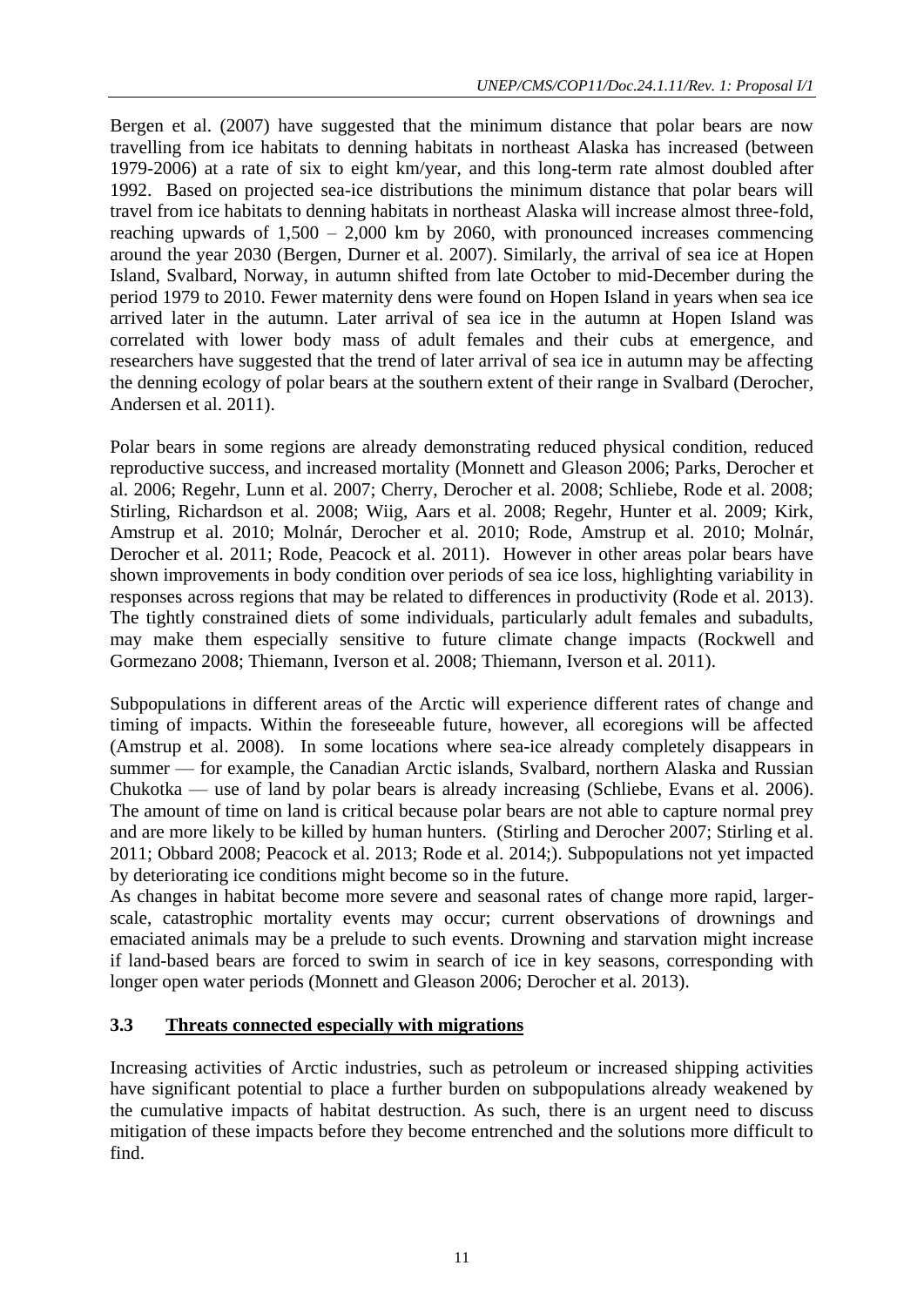Bergen et al. (2007) have suggested that the minimum distance that polar bears are now travelling from ice habitats to denning habitats in northeast Alaska has increased (between 1979-2006) at a rate of six to eight km/year, and this long-term rate almost doubled after 1992. Based on projected sea-ice distributions the minimum distance that polar bears will travel from ice habitats to denning habitats in northeast Alaska will increase almost three-fold, reaching upwards of 1,500 – 2,000 km by 2060, with pronounced increases commencing around the year 2030 (Bergen, Durner et al. 2007). Similarly, the arrival of sea ice at Hopen Island, Svalbard, Norway, in autumn shifted from late October to mid-December during the period 1979 to 2010. Fewer maternity dens were found on Hopen Island in years when sea ice arrived later in the autumn. Later arrival of sea ice in the autumn at Hopen Island was correlated with lower body mass of adult females and their cubs at emergence, and researchers have suggested that the trend of later arrival of sea ice in autumn may be affecting the denning ecology of polar bears at the southern extent of their range in Svalbard (Derocher, Andersen et al. 2011).

Polar bears in some regions are already demonstrating reduced physical condition, reduced reproductive success, and increased mortality (Monnett and Gleason 2006; Parks, Derocher et al. 2006; Regehr, Lunn et al. 2007; Cherry, Derocher et al. 2008; Schliebe, Rode et al. 2008; Stirling, Richardson et al. 2008; Wiig, Aars et al. 2008; Regehr, Hunter et al. 2009; Kirk, Amstrup et al. 2010; Molnár, Derocher et al. 2010; Rode, Amstrup et al. 2010; Molnár, Derocher et al. 2011; Rode, Peacock et al. 2011). However in other areas polar bears have shown improvements in body condition over periods of sea ice loss, highlighting variability in responses across regions that may be related to differences in productivity (Rode et al. 2013). The tightly constrained diets of some individuals, particularly adult females and subadults, may make them especially sensitive to future climate change impacts (Rockwell and Gormezano 2008; Thiemann, Iverson et al. 2008; Thiemann, Iverson et al. 2011).

Subpopulations in different areas of the Arctic will experience different rates of change and timing of impacts. Within the foreseeable future, however, all ecoregions will be affected (Amstrup et al. 2008). In some locations where sea-ice already completely disappears in summer — for example, the Canadian Arctic islands, Svalbard, northern Alaska and Russian Chukotka — use of land by polar bears is already increasing (Schliebe, Evans et al. 2006). The amount of time on land is critical because polar bears are not able to capture normal prey and are more likely to be killed by human hunters. (Stirling and Derocher 2007; Stirling et al. 2011; Obbard 2008; Peacock et al. 2013; Rode et al. 2014;). Subpopulations not yet impacted by deteriorating ice conditions might become so in the future.

As changes in habitat become more severe and seasonal rates of change more rapid, larger-scale, catastrophic mortality events may occur; current observations of drownings and emaciated animals may be a prelude to such events. Drowning and starvation might increase if land-based bears are forced to swim in search of ice in key seasons, corresponding with longer open water periods (Monnett and Gleason 2006; Derocher et al. 2013).

### 3.3 Threats connected especially with migrations

Increasing activities of Arctic industries, such as petroleum or increased shipping activities have significant potential to place a further burden on subpopulations already weakened by the cumulative impacts of habitat destruction. As such, there is an urgent need to discuss mitigation of these impacts before they become entrenched and the solutions more difficult to find.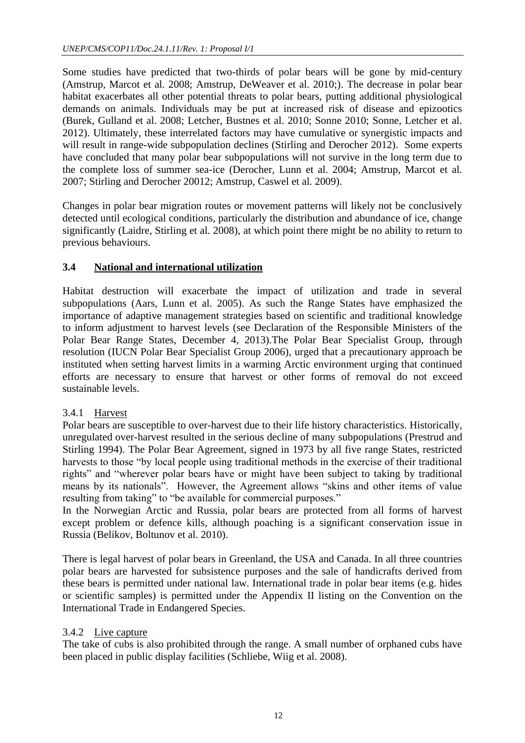Some studies have predicted that two-thirds of polar bears will be gone by mid-century (Amstrup, Marcot et al. 2008; Amstrup, DeWeaver et al. 2010;). The decrease in polar bear habitat exacerbates all other potential threats to polar bears, putting additional physiological demands on animals. Individuals may be put at increased risk of disease and epizootics (Burek, Gulland et al. 2008; Letcher, Bustnes et al. 2010; Sonne 2010; Sonne, Letcher et al. 2012). Ultimately, these interrelated factors may have cumulative or synergistic impacts and will result in range-wide subpopulation declines (Stirling and Derocher 2012). Some experts have concluded that many polar bear subpopulations will not survive in the long term due to the complete loss of summer sea-ice (Derocher, Lunn et al. 2004; Amstrup, Marcot et al. 2007; Stirling and Derocher 20012; Amstrup, Caswel et al. 2009).

Changes in polar bear migration routes or movement patterns will likely not be conclusively detected until ecological conditions, particularly the distribution and abundance of ice, change significantly (Laidre, Stirling et al. 2008), at which point there might be no ability to return to previous behaviours.

## 3.4 National and international utilization

Habitat destruction will exacerbate the impact of utilization and trade in several subpopulations (Aars, Lunn et al. 2005). As such the Range States have emphasized the importance of adaptive management strategies based on scientific and traditional knowledge to inform adjustment to harvest levels (see Declaration of the Responsible Ministers of the Polar Bear Range States, December 4, 2013).The Polar Bear Specialist Group, through resolution (IUCN Polar Bear Specialist Group 2006), urged that a precautionary approach be instituted when setting harvest limits in a warming Arctic environment urging that continued efforts are necessary to ensure that harvest or other forms of removal do not exceed sustainable levels.

### 3.4.1 Harvest

Polar bears are susceptible to over-harvest due to their life history characteristics. Historically, unregulated over-harvest resulted in the serious decline of many subpopulations (Prestrud and Stirling 1994). The Polar Bear Agreement, signed in 1973 by all five range States, restricted harvests to those "by local people using traditional methods in the exercise of their traditional rights" and "wherever polar bears have or might have been subject to taking by traditional means by its nationals". However, the Agreement allows "skins and other items of value resulting from taking" to "be available for commercial purposes."

In the Norwegian Arctic and Russia, polar bears are protected from all forms of harvest except problem or defence kills, although poaching is a significant conservation issue in Russia (Belikov, Boltunov et al. 2010).

There is legal harvest of polar bears in Greenland, the USA and Canada. In all three countries polar bears are harvested for subsistence purposes and the sale of handicrafts derived from these bears is permitted under national law. International trade in polar bear items (e.g. hides or scientific samples) is permitted under the Appendix II listing on the Convention on the International Trade in Endangered Species.

### 3.4.2 Live capture

The take of cubs is also prohibited through the range. A small number of orphaned cubs have been placed in public display facilities (Schliebe, Wiig et al. 2008).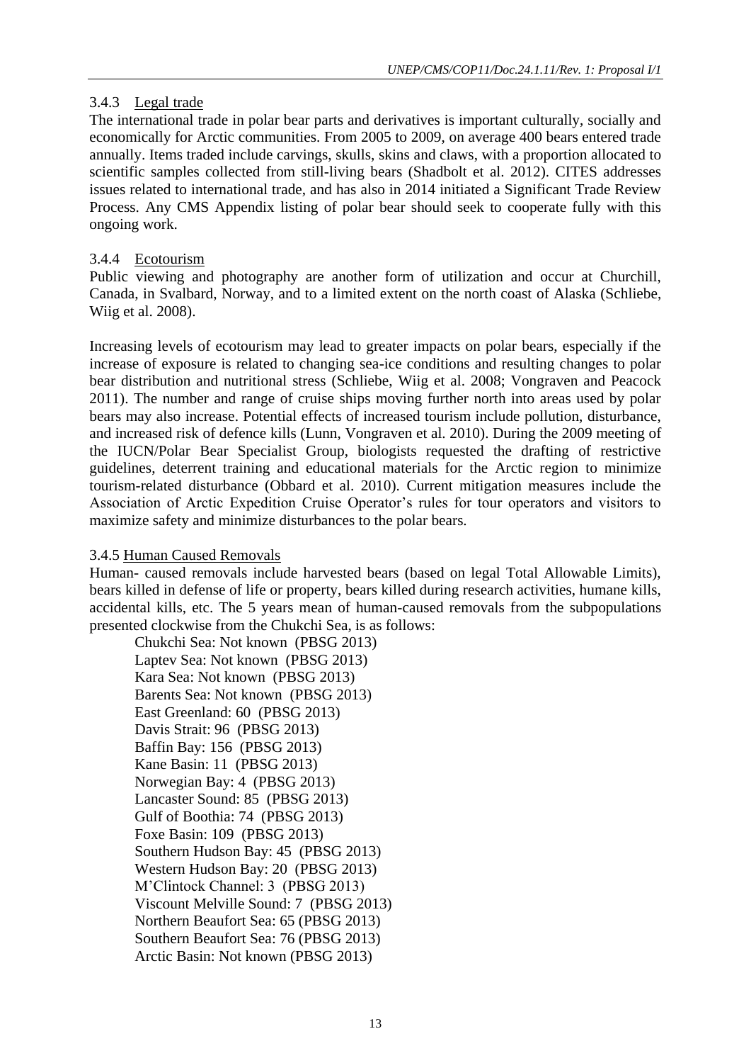### 3.4.3 Legal trade

The international trade in polar bear parts and derivatives is important culturally, socially and economically for Arctic communities. From 2005 to 2009, on average 400 bears entered trade annually. Items traded include carvings, skulls, skins and claws, with a proportion allocated to scientific samples collected from still-living bears (Shadbolt et al. 2012). CITES addresses issues related to international trade, and has also in 2014 initiated a Significant Trade Review Process. Any CMS Appendix listing of polar bear should seek to cooperate fully with this ongoing work.

### 3.4.4 Ecotourism

Public viewing and photography are another form of utilization and occur at Churchill, Canada, in Svalbard, Norway, and to a limited extent on the north coast of Alaska (Schliebe, Wiig et al. 2008).

Increasing levels of ecotourism may lead to greater impacts on polar bears, especially if the increase of exposure is related to changing sea-ice conditions and resulting changes to polar bear distribution and nutritional stress (Schliebe, Wiig et al. 2008; Vongraven and Peacock 2011). The number and range of cruise ships moving further north into areas used by polar bears may also increase. Potential effects of increased tourism include pollution, disturbance, and increased risk of defence kills (Lunn, Vongraven et al. 2010). During the 2009 meeting of the IUCN/Polar Bear Specialist Group, biologists requested the drafting of restrictive guidelines, deterrent training and educational materials for the Arctic region to minimize tourism-related disturbance (Obbard et al. 2010). Current mitigation measures include the Association of Arctic Expedition Cruise Operator's rules for tour operators and visitors to maximize safety and minimize disturbances to the polar bears.

### 3.4.5 Human Caused Removals

Human- caused removals include harvested bears (based on legal Total Allowable Limits), bears killed in defense of life or property, bears killed during research activities, humane kills, accidental kills, etc. The 5 years mean of human-caused removals from the subpopulations presented clockwise from the Chukchi Sea, is as follows:

- Chukchi Sea: Not known (PBSG 2013)
- Laptev Sea: Not known (PBSG 2013)
- Kara Sea: Not known (PBSG 2013)
- Barents Sea: Not known (PBSG 2013)
- East Greenland: 60 (PBSG 2013)
- Davis Strait: 96 (PBSG 2013)
- Baffin Bay: 156 (PBSG 2013)
- Kane Basin: 11 (PBSG 2013)
- Norwegian Bay: 4 (PBSG 2013)
- Lancaster Sound: 85 (PBSG 2013)
- Gulf of Boothia: 74 (PBSG 2013)
- Foxe Basin: 109 (PBSG 2013)
- Southern Hudson Bay: 45 (PBSG 2013)
- Western Hudson Bay: 20 (PBSG 2013)
- M'Clintock Channel: 3 (PBSG 2013)
- Viscount Melville Sound: 7 (PBSG 2013)
- Northern Beaufort Sea: 65 (PBSG 2013)
- Southern Beaufort Sea: 76 (PBSG 2013)
- Arctic Basin: Not known (PBSG 2013)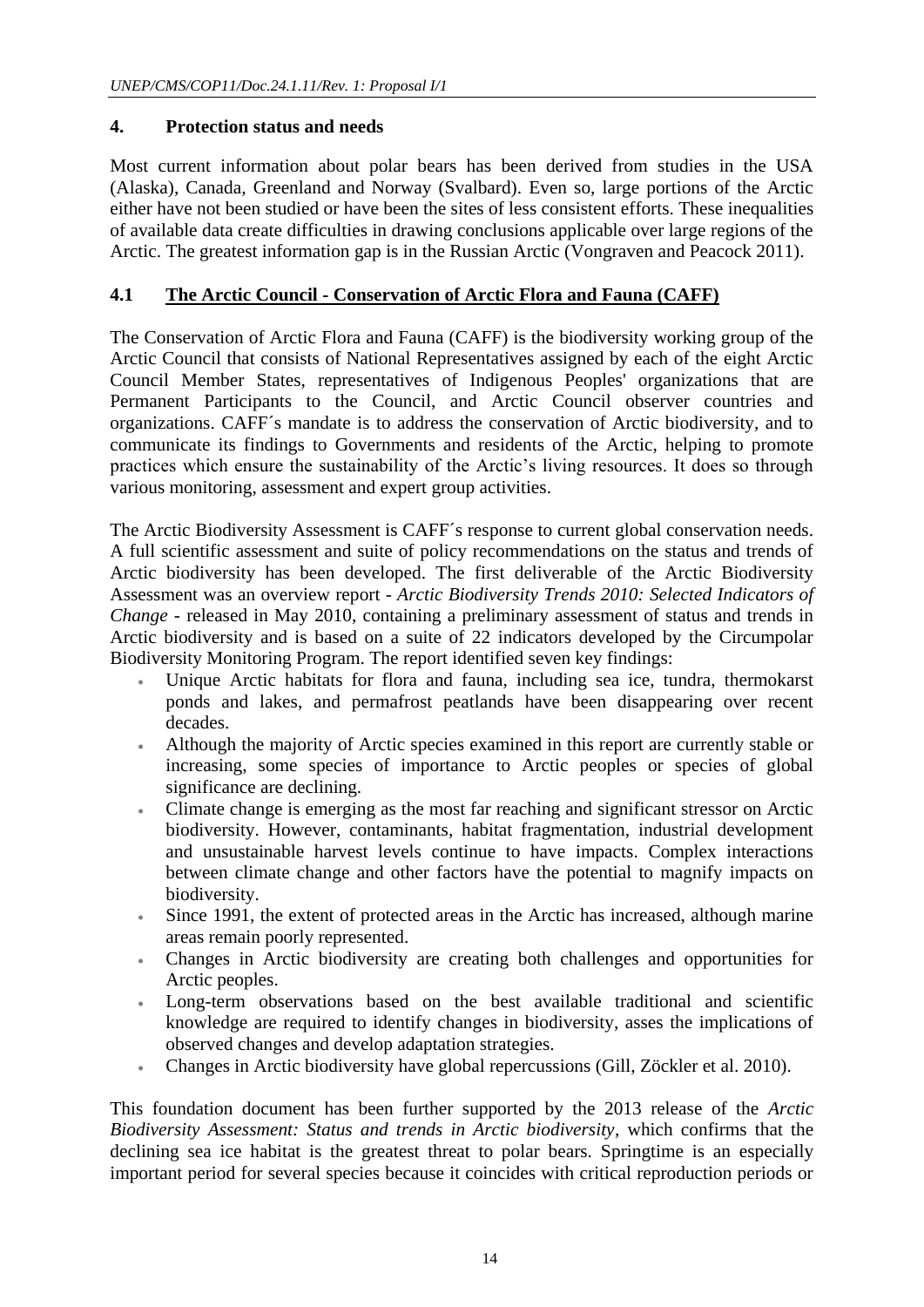## 4. Protection status and needs

Most current information about polar bears has been derived from studies in the USA (Alaska), Canada, Greenland and Norway (Svalbard). Even so, large portions of the Arctic either have not been studied or have been the sites of less consistent efforts. These inequalities of available data create difficulties in drawing conclusions applicable over large regions of the Arctic. The greatest information gap is in the Russian Arctic (Vongraven and Peacock 2011).

### 4.1 The Arctic Council - Conservation of Arctic Flora and Fauna (CAFF)

The Conservation of Arctic Flora and Fauna (CAFF) is the biodiversity working group of the Arctic Council that consists of National Representatives assigned by each of the eight Arctic Council Member States, representatives of Indigenous Peoples' organizations that are Permanent Participants to the Council, and Arctic Council observer countries and organizations. CAFF´s mandate is to address the conservation of Arctic biodiversity, and to communicate its findings to Governments and residents of the Arctic, helping to promote practices which ensure the sustainability of the Arctic's living resources. It does so through various monitoring, assessment and expert group activities.

The Arctic Biodiversity Assessment is CAFF´s response to current global conservation needs. A full scientific assessment and suite of policy recommendations on the status and trends of Arctic biodiversity has been developed. The first deliverable of the Arctic Biodiversity Assessment was an overview report - *Arctic Biodiversity Trends 2010: Selected Indicators of Change* - released in May 2010, containing a preliminary assessment of status and trends in Arctic biodiversity and is based on a suite of 22 indicators developed by the Circumpolar Biodiversity Monitoring Program. The report identified seven key findings:

- Unique Arctic habitats for flora and fauna, including sea ice, tundra, thermokarst ponds and lakes, and permafrost peatlands have been disappearing over recent decades.
- Although the majority of Arctic species examined in this report are currently stable or increasing, some species of importance to Arctic peoples or species of global significance are declining.
- Climate change is emerging as the most far reaching and significant stressor on Arctic biodiversity. However, contaminants, habitat fragmentation, industrial development and unsustainable harvest levels continue to have impacts. Complex interactions between climate change and other factors have the potential to magnify impacts on biodiversity.
- Since 1991, the extent of protected areas in the Arctic has increased, although marine areas remain poorly represented.
- Changes in Arctic biodiversity are creating both challenges and opportunities for Arctic peoples.
- Long-term observations based on the best available traditional and scientific knowledge are required to identify changes in biodiversity, asses the implications of observed changes and develop adaptation strategies.
- Changes in Arctic biodiversity have global repercussions (Gill, Zöckler et al. 2010).

This foundation document has been further supported by the 2013 release of the *Arctic Biodiversity Assessment: Status and trends in Arctic biodiversity*, which confirms that the declining sea ice habitat is the greatest threat to polar bears. Springtime is an especially important period for several species because it coincides with critical reproduction periods or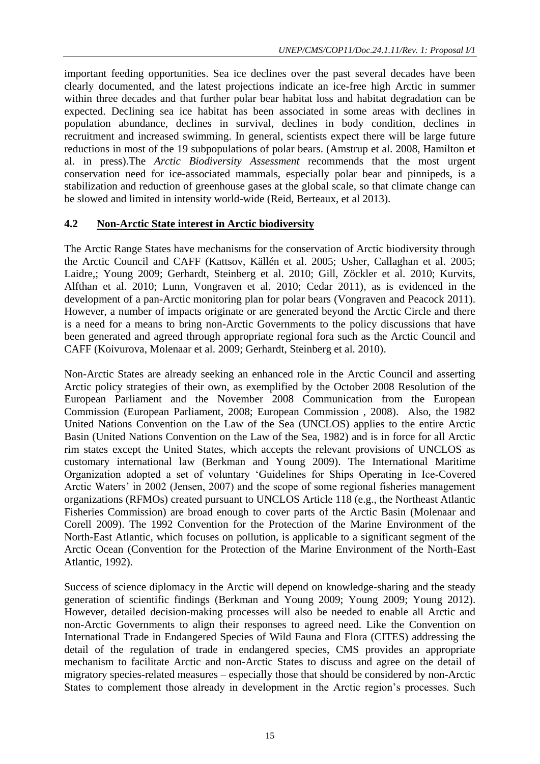important feeding opportunities. Sea ice declines over the past several decades have been clearly documented, and the latest projections indicate an ice-free high Arctic in summer within three decades and that further polar bear habitat loss and habitat degradation can be expected. Declining sea ice habitat has been associated in some areas with declines in population abundance, declines in survival, declines in body condition, declines in recruitment and increased swimming. In general, scientists expect there will be large future reductions in most of the 19 subpopulations of polar bears. (Amstrup et al. 2008, Hamilton et al. in press).The *Arctic Biodiversity Assessment* recommends that the most urgent conservation need for ice-associated mammals, especially polar bear and pinnipeds, is a stabilization and reduction of greenhouse gases at the global scale, so that climate change can be slowed and limited in intensity world-wide (Reid, Berteaux, et al 2013).

## 4.2 Non-Arctic State interest in Arctic biodiversity

The Arctic Range States have mechanisms for the conservation of Arctic biodiversity through the Arctic Council and CAFF (Kattsov, Källén et al. 2005; Usher, Callaghan et al. 2005; Laidre,; Young 2009; Gerhardt, Steinberg et al. 2010; Gill, Zöckler et al. 2010; Kurvits, Alfthan et al. 2010; Lunn, Vongraven et al. 2010; Cedar 2011), as is evidenced in the development of a pan-Arctic monitoring plan for polar bears (Vongraven and Peacock 2011). However, a number of impacts originate or are generated beyond the Arctic Circle and there is a need for a means to bring non-Arctic Governments to the policy discussions that have been generated and agreed through appropriate regional fora such as the Arctic Council and CAFF (Koivurova, Molenaar et al. 2009; Gerhardt, Steinberg et al. 2010).

Non-Arctic States are already seeking an enhanced role in the Arctic Council and asserting Arctic policy strategies of their own, as exemplified by the October 2008 Resolution of the European Parliament and the November 2008 Communication from the European Commission (European Parliament, 2008; European Commission , 2008). Also, the 1982 United Nations Convention on the Law of the Sea (UNCLOS) applies to the entire Arctic Basin (United Nations Convention on the Law of the Sea, 1982) and is in force for all Arctic rim states except the United States, which accepts the relevant provisions of UNCLOS as customary international law (Berkman and Young 2009). The International Maritime Organization adopted a set of voluntary 'Guidelines for Ships Operating in Ice-Covered Arctic Waters' in 2002 (Jensen, 2007) and the scope of some regional fisheries management organizations (RFMOs) created pursuant to UNCLOS Article 118 (e.g., the Northeast Atlantic Fisheries Commission) are broad enough to cover parts of the Arctic Basin (Molenaar and Corell 2009). The 1992 Convention for the Protection of the Marine Environment of the North-East Atlantic, which focuses on pollution, is applicable to a significant segment of the Arctic Ocean (Convention for the Protection of the Marine Environment of the North-East Atlantic, 1992).

Success of science diplomacy in the Arctic will depend on knowledge-sharing and the steady generation of scientific findings (Berkman and Young 2009; Young 2009; Young 2012). However, detailed decision-making processes will also be needed to enable all Arctic and non-Arctic Governments to align their responses to agreed need. Like the Convention on International Trade in Endangered Species of Wild Fauna and Flora (CITES) addressing the detail of the regulation of trade in endangered species, CMS provides an appropriate mechanism to facilitate Arctic and non-Arctic States to discuss and agree on the detail of migratory species-related measures – especially those that should be considered by non-Arctic States to complement those already in development in the Arctic region's processes. Such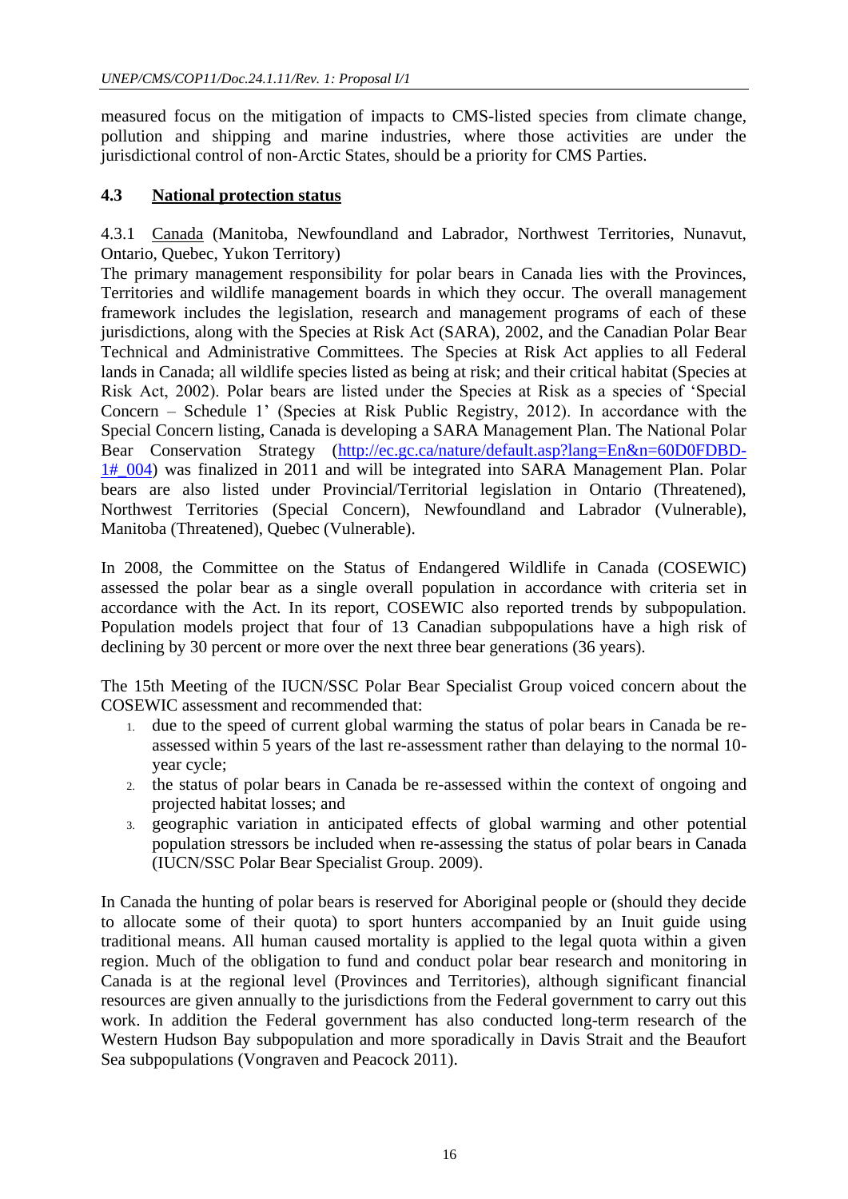measured focus on the mitigation of impacts to CMS-listed species from climate change, pollution and shipping and marine industries, where those activities are under the jurisdictional control of non-Arctic States, should be a priority for CMS Parties.

### 4.3 National protection status

4.3.1 Canada (Manitoba, Newfoundland and Labrador, Northwest Territories, Nunavut, Ontario, Quebec, Yukon Territory)

The primary management responsibility for polar bears in Canada lies with the Provinces, Territories and wildlife management boards in which they occur. The overall management framework includes the legislation, research and management programs of each of these jurisdictions, along with the Species at Risk Act (SARA), 2002, and the Canadian Polar Bear Technical and Administrative Committees. The Species at Risk Act applies to all Federal lands in Canada; all wildlife species listed as being at risk; and their critical habitat (Species at Risk Act, 2002). Polar bears are listed under the Species at Risk as a species of 'Special Concern – Schedule 1' (Species at Risk Public Registry, 2012). In accordance with the Special Concern listing, Canada is developing a SARA Management Plan. The National Polar Bear Conservation Strategy (http://ec.gc.ca/nature/default.asp?lang=En&n=60D0FDBD-1#_004) was finalized in 2011 and will be integrated into SARA Management Plan. Polar bears are also listed under Provincial/Territorial legislation in Ontario (Threatened), Northwest Territories (Special Concern), Newfoundland and Labrador (Vulnerable), Manitoba (Threatened), Quebec (Vulnerable).

In 2008, the Committee on the Status of Endangered Wildlife in Canada (COSEWIC) assessed the polar bear as a single overall population in accordance with criteria set in accordance with the Act. In its report, COSEWIC also reported trends by subpopulation. Population models project that four of 13 Canadian subpopulations have a high risk of declining by 30 percent or more over the next three bear generations (36 years).

The 15th Meeting of the IUCN/SSC Polar Bear Specialist Group voiced concern about the COSEWIC assessment and recommended that:

1. due to the speed of current global warming the status of polar bears in Canada be re-assessed within 5 years of the last re-assessment rather than delaying to the normal 10-year cycle;
2. the status of polar bears in Canada be re-assessed within the context of ongoing and projected habitat losses; and
3. geographic variation in anticipated effects of global warming and other potential population stressors be included when re-assessing the status of polar bears in Canada (IUCN/SSC Polar Bear Specialist Group. 2009).

In Canada the hunting of polar bears is reserved for Aboriginal people or (should they decide to allocate some of their quota) to sport hunters accompanied by an Inuit guide using traditional means. All human caused mortality is applied to the legal quota within a given region. Much of the obligation to fund and conduct polar bear research and monitoring in Canada is at the regional level (Provinces and Territories), although significant financial resources are given annually to the jurisdictions from the Federal government to carry out this work. In addition the Federal government has also conducted long-term research of the Western Hudson Bay subpopulation and more sporadically in Davis Strait and the Beaufort Sea subpopulations (Vongraven and Peacock 2011).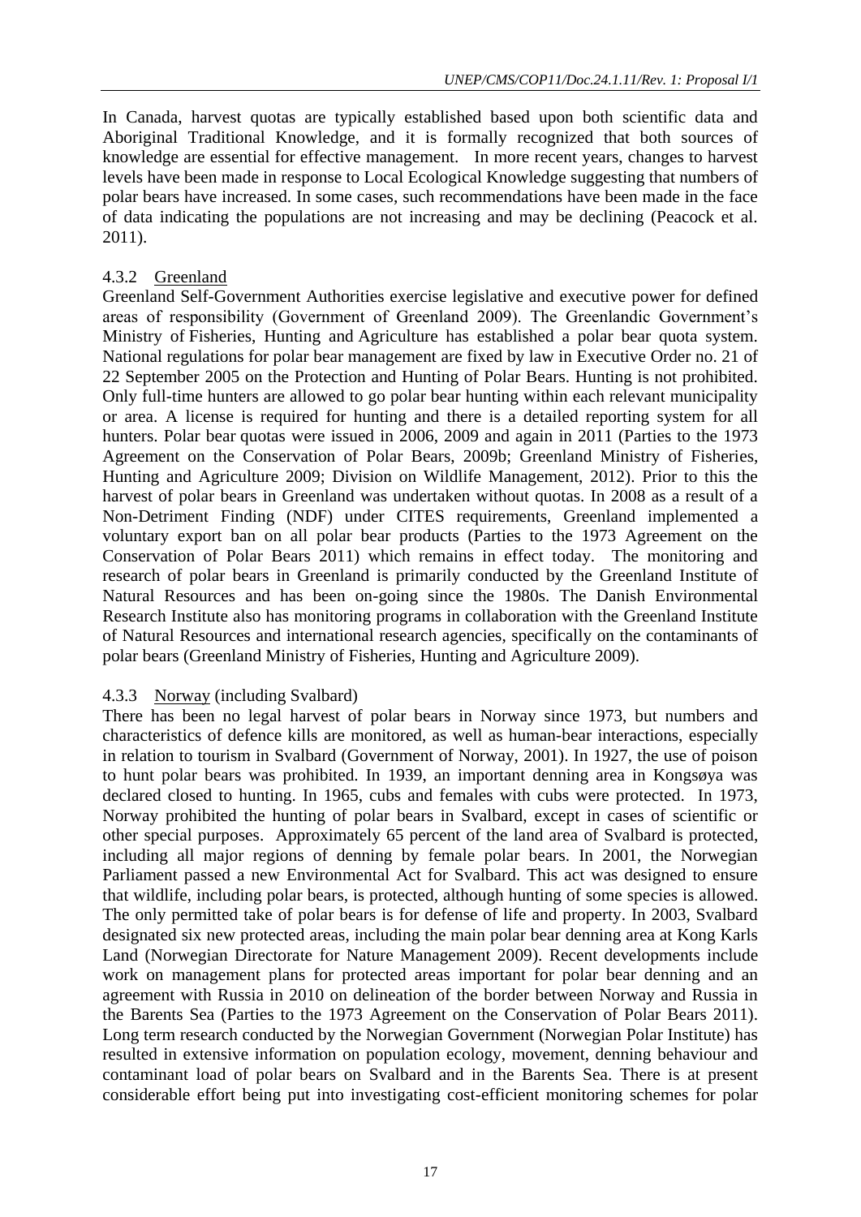In Canada, harvest quotas are typically established based upon both scientific data and Aboriginal Traditional Knowledge, and it is formally recognized that both sources of knowledge are essential for effective management. In more recent years, changes to harvest levels have been made in response to Local Ecological Knowledge suggesting that numbers of polar bears have increased. In some cases, such recommendations have been made in the face of data indicating the populations are not increasing and may be declining (Peacock et al. 2011).

#### 4.3.2 Greenland

Greenland Self-Government Authorities exercise legislative and executive power for defined areas of responsibility (Government of Greenland 2009). The Greenlandic Government's Ministry of Fisheries, Hunting and Agriculture has established a polar bear quota system. National regulations for polar bear management are fixed by law in Executive Order no. 21 of 22 September 2005 on the Protection and Hunting of Polar Bears. Hunting is not prohibited. Only full-time hunters are allowed to go polar bear hunting within each relevant municipality or area. A license is required for hunting and there is a detailed reporting system for all hunters. Polar bear quotas were issued in 2006, 2009 and again in 2011 (Parties to the 1973 Agreement on the Conservation of Polar Bears, 2009b; Greenland Ministry of Fisheries, Hunting and Agriculture 2009; Division on Wildlife Management, 2012). Prior to this the harvest of polar bears in Greenland was undertaken without quotas. In 2008 as a result of a Non-Detriment Finding (NDF) under CITES requirements, Greenland implemented a voluntary export ban on all polar bear products (Parties to the 1973 Agreement on the Conservation of Polar Bears 2011) which remains in effect today. The monitoring and research of polar bears in Greenland is primarily conducted by the Greenland Institute of Natural Resources and has been on-going since the 1980s. The Danish Environmental Research Institute also has monitoring programs in collaboration with the Greenland Institute of Natural Resources and international research agencies, specifically on the contaminants of polar bears (Greenland Ministry of Fisheries, Hunting and Agriculture 2009).

#### 4.3.3 Norway (including Svalbard)

There has been no legal harvest of polar bears in Norway since 1973, but numbers and characteristics of defence kills are monitored, as well as human-bear interactions, especially in relation to tourism in Svalbard (Government of Norway, 2001). In 1927, the use of poison to hunt polar bears was prohibited. In 1939, an important denning area in Kongsøya was declared closed to hunting. In 1965, cubs and females with cubs were protected. In 1973, Norway prohibited the hunting of polar bears in Svalbard, except in cases of scientific or other special purposes. Approximately 65 percent of the land area of Svalbard is protected, including all major regions of denning by female polar bears. In 2001, the Norwegian Parliament passed a new Environmental Act for Svalbard. This act was designed to ensure that wildlife, including polar bears, is protected, although hunting of some species is allowed. The only permitted take of polar bears is for defense of life and property. In 2003, Svalbard designated six new protected areas, including the main polar bear denning area at Kong Karls Land (Norwegian Directorate for Nature Management 2009). Recent developments include work on management plans for protected areas important for polar bear denning and an agreement with Russia in 2010 on delineation of the border between Norway and Russia in the Barents Sea (Parties to the 1973 Agreement on the Conservation of Polar Bears 2011). Long term research conducted by the Norwegian Government (Norwegian Polar Institute) has resulted in extensive information on population ecology, movement, denning behaviour and contaminant load of polar bears on Svalbard and in the Barents Sea. There is at present considerable effort being put into investigating cost-efficient monitoring schemes for polar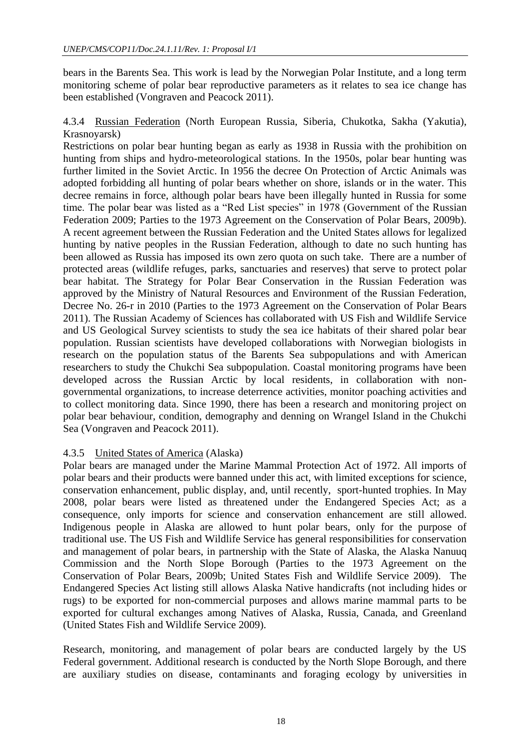bears in the Barents Sea. This work is lead by the Norwegian Polar Institute, and a long term monitoring scheme of polar bear reproductive parameters as it relates to sea ice change has been established (Vongraven and Peacock 2011).

#### 4.3.4 Russian Federation (North European Russia, Siberia, Chukotka, Sakha (Yakutia), Krasnoyarsk)

Restrictions on polar bear hunting began as early as 1938 in Russia with the prohibition on hunting from ships and hydro-meteorological stations. In the 1950s, polar bear hunting was further limited in the Soviet Arctic. In 1956 the decree On Protection of Arctic Animals was adopted forbidding all hunting of polar bears whether on shore, islands or in the water. This decree remains in force, although polar bears have been illegally hunted in Russia for some time. The polar bear was listed as a "Red List species" in 1978 (Government of the Russian Federation 2009; Parties to the 1973 Agreement on the Conservation of Polar Bears, 2009b). A recent agreement between the Russian Federation and the United States allows for legalized hunting by native peoples in the Russian Federation, although to date no such hunting has been allowed as Russia has imposed its own zero quota on such take. There are a number of protected areas (wildlife refuges, parks, sanctuaries and reserves) that serve to protect polar bear habitat. The Strategy for Polar Bear Conservation in the Russian Federation was approved by the Ministry of Natural Resources and Environment of the Russian Federation, Decree No. 26-r in 2010 (Parties to the 1973 Agreement on the Conservation of Polar Bears 2011). The Russian Academy of Sciences has collaborated with US Fish and Wildlife Service and US Geological Survey scientists to study the sea ice habitats of their shared polar bear population. Russian scientists have developed collaborations with Norwegian biologists in research on the population status of the Barents Sea subpopulations and with American researchers to study the Chukchi Sea subpopulation. Coastal monitoring programs have been developed across the Russian Arctic by local residents, in collaboration with non-governmental organizations, to increase deterrence activities, monitor poaching activities and to collect monitoring data. Since 1990, there has been a research and monitoring project on polar bear behaviour, condition, demography and denning on Wrangel Island in the Chukchi Sea (Vongraven and Peacock 2011).

#### 4.3.5 United States of America (Alaska)

Polar bears are managed under the Marine Mammal Protection Act of 1972. All imports of polar bears and their products were banned under this act, with limited exceptions for science, conservation enhancement, public display, and, until recently, sport-hunted trophies. In May 2008, polar bears were listed as threatened under the Endangered Species Act; as a consequence, only imports for science and conservation enhancement are still allowed. Indigenous people in Alaska are allowed to hunt polar bears, only for the purpose of traditional use. The US Fish and Wildlife Service has general responsibilities for conservation and management of polar bears, in partnership with the State of Alaska, the Alaska Nanuuq Commission and the North Slope Borough (Parties to the 1973 Agreement on the Conservation of Polar Bears, 2009b; United States Fish and Wildlife Service 2009). The Endangered Species Act listing still allows Alaska Native handicrafts (not including hides or rugs) to be exported for non-commercial purposes and allows marine mammal parts to be exported for cultural exchanges among Natives of Alaska, Russia, Canada, and Greenland (United States Fish and Wildlife Service 2009).

Research, monitoring, and management of polar bears are conducted largely by the US Federal government. Additional research is conducted by the North Slope Borough, and there are auxiliary studies on disease, contaminants and foraging ecology by universities in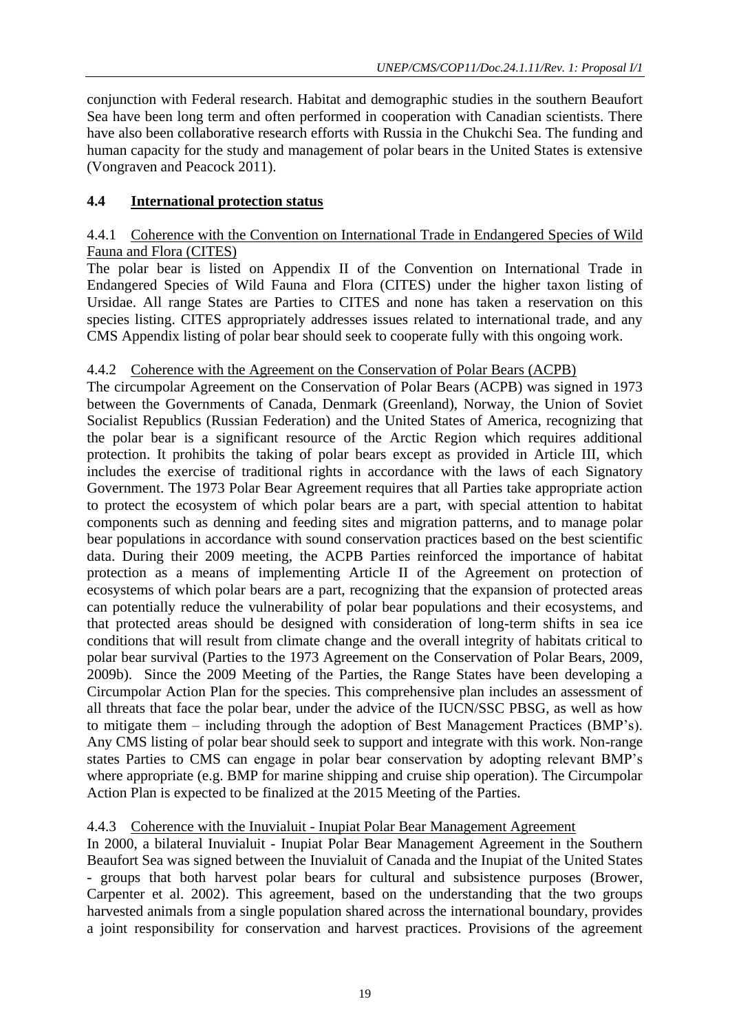conjunction with Federal research. Habitat and demographic studies in the southern Beaufort Sea have been long term and often performed in cooperation with Canadian scientists. There have also been collaborative research efforts with Russia in the Chukchi Sea. The funding and human capacity for the study and management of polar bears in the United States is extensive (Vongraven and Peacock 2011).

## 4.4 International protection status

### 4.4.1 Coherence with the Convention on International Trade in Endangered Species of Wild Fauna and Flora (CITES)

The polar bear is listed on Appendix II of the Convention on International Trade in Endangered Species of Wild Fauna and Flora (CITES) under the higher taxon listing of Ursidae. All range States are Parties to CITES and none has taken a reservation on this species listing. CITES appropriately addresses issues related to international trade, and any CMS Appendix listing of polar bear should seek to cooperate fully with this ongoing work.

### 4.4.2 Coherence with the Agreement on the Conservation of Polar Bears (ACPB)

The circumpolar Agreement on the Conservation of Polar Bears (ACPB) was signed in 1973 between the Governments of Canada, Denmark (Greenland), Norway, the Union of Soviet Socialist Republics (Russian Federation) and the United States of America, recognizing that the polar bear is a significant resource of the Arctic Region which requires additional protection. It prohibits the taking of polar bears except as provided in Article III, which includes the exercise of traditional rights in accordance with the laws of each Signatory Government. The 1973 Polar Bear Agreement requires that all Parties take appropriate action to protect the ecosystem of which polar bears are a part, with special attention to habitat components such as denning and feeding sites and migration patterns, and to manage polar bear populations in accordance with sound conservation practices based on the best scientific data. During their 2009 meeting, the ACPB Parties reinforced the importance of habitat protection as a means of implementing Article II of the Agreement on protection of ecosystems of which polar bears are a part, recognizing that the expansion of protected areas can potentially reduce the vulnerability of polar bear populations and their ecosystems, and that protected areas should be designed with consideration of long-term shifts in sea ice conditions that will result from climate change and the overall integrity of habitats critical to polar bear survival (Parties to the 1973 Agreement on the Conservation of Polar Bears, 2009, 2009b). Since the 2009 Meeting of the Parties, the Range States have been developing a Circumpolar Action Plan for the species. This comprehensive plan includes an assessment of all threats that face the polar bear, under the advice of the IUCN/SSC PBSG, as well as how to mitigate them – including through the adoption of Best Management Practices (BMP's). Any CMS listing of polar bear should seek to support and integrate with this work. Non-range states Parties to CMS can engage in polar bear conservation by adopting relevant BMP's where appropriate (e.g. BMP for marine shipping and cruise ship operation). The Circumpolar Action Plan is expected to be finalized at the 2015 Meeting of the Parties.

### 4.4.3 Coherence with the Inuvialuit - Inupiat Polar Bear Management Agreement

In 2000, a bilateral Inuvialuit - Inupiat Polar Bear Management Agreement in the Southern Beaufort Sea was signed between the Inuvialuit of Canada and the Inupiat of the United States - groups that both harvest polar bears for cultural and subsistence purposes (Brower, Carpenter et al. 2002). This agreement, based on the understanding that the two groups harvested animals from a single population shared across the international boundary, provides a joint responsibility for conservation and harvest practices. Provisions of the agreement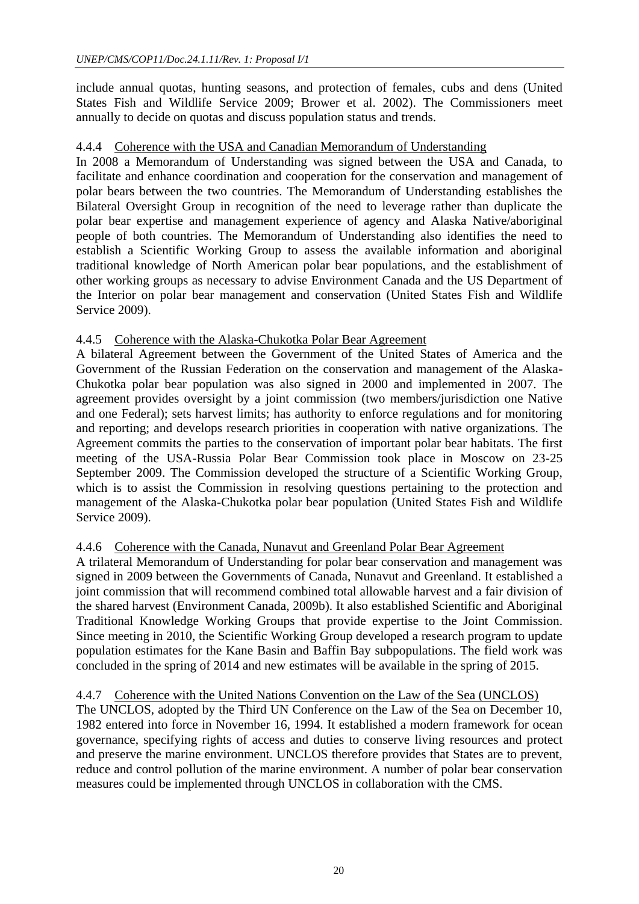include annual quotas, hunting seasons, and protection of females, cubs and dens (United States Fish and Wildlife Service 2009; Brower et al. 2002). The Commissioners meet annually to decide on quotas and discuss population status and trends.

#### 4.4.4 Coherence with the USA and Canadian Memorandum of Understanding

In 2008 a Memorandum of Understanding was signed between the USA and Canada, to facilitate and enhance coordination and cooperation for the conservation and management of polar bears between the two countries. The Memorandum of Understanding establishes the Bilateral Oversight Group in recognition of the need to leverage rather than duplicate the polar bear expertise and management experience of agency and Alaska Native/aboriginal people of both countries. The Memorandum of Understanding also identifies the need to establish a Scientific Working Group to assess the available information and aboriginal traditional knowledge of North American polar bear populations, and the establishment of other working groups as necessary to advise Environment Canada and the US Department of the Interior on polar bear management and conservation (United States Fish and Wildlife Service 2009).

#### 4.4.5 Coherence with the Alaska-Chukotka Polar Bear Agreement

A bilateral Agreement between the Government of the United States of America and the Government of the Russian Federation on the conservation and management of the Alaska-Chukotka polar bear population was also signed in 2000 and implemented in 2007. The agreement provides oversight by a joint commission (two members/jurisdiction one Native and one Federal); sets harvest limits; has authority to enforce regulations and for monitoring and reporting; and develops research priorities in cooperation with native organizations. The Agreement commits the parties to the conservation of important polar bear habitats. The first meeting of the USA-Russia Polar Bear Commission took place in Moscow on 23-25 September 2009. The Commission developed the structure of a Scientific Working Group, which is to assist the Commission in resolving questions pertaining to the protection and management of the Alaska-Chukotka polar bear population (United States Fish and Wildlife Service 2009).

#### 4.4.6 Coherence with the Canada, Nunavut and Greenland Polar Bear Agreement

A trilateral Memorandum of Understanding for polar bear conservation and management was signed in 2009 between the Governments of Canada, Nunavut and Greenland. It established a joint commission that will recommend combined total allowable harvest and a fair division of the shared harvest (Environment Canada, 2009b). It also established Scientific and Aboriginal Traditional Knowledge Working Groups that provide expertise to the Joint Commission. Since meeting in 2010, the Scientific Working Group developed a research program to update population estimates for the Kane Basin and Baffin Bay subpopulations. The field work was concluded in the spring of 2014 and new estimates will be available in the spring of 2015.

#### 4.4.7 Coherence with the United Nations Convention on the Law of the Sea (UNCLOS)

The UNCLOS, adopted by the Third UN Conference on the Law of the Sea on December 10, 1982 entered into force in November 16, 1994. It established a modern framework for ocean governance, specifying rights of access and duties to conserve living resources and protect and preserve the marine environment. UNCLOS therefore provides that States are to prevent, reduce and control pollution of the marine environment. A number of polar bear conservation measures could be implemented through UNCLOS in collaboration with the CMS.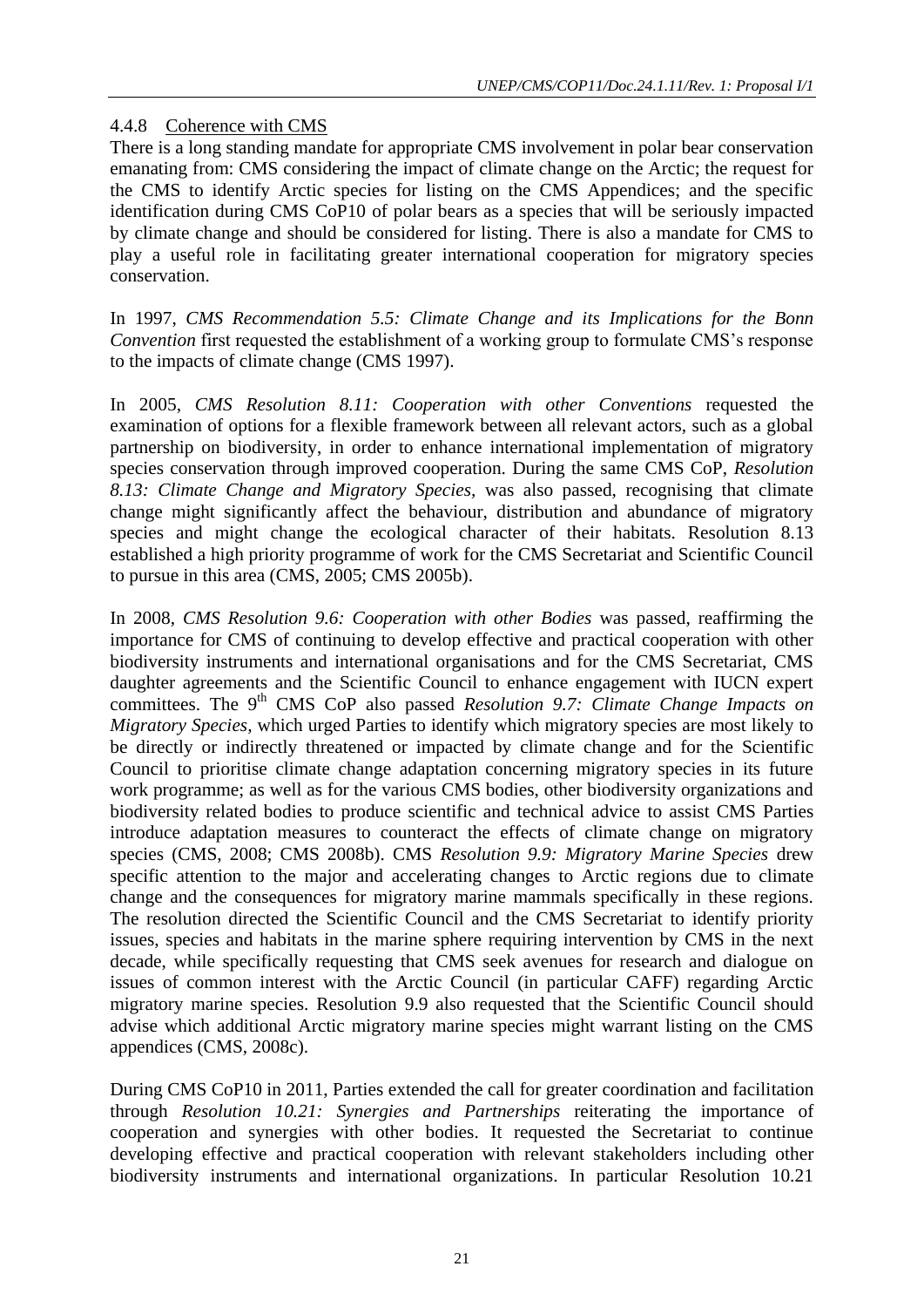#### 4.4.8 Coherence with CMS

There is a long standing mandate for appropriate CMS involvement in polar bear conservation emanating from: CMS considering the impact of climate change on the Arctic; the request for the CMS to identify Arctic species for listing on the CMS Appendices; and the specific identification during CMS CoP10 of polar bears as a species that will be seriously impacted by climate change and should be considered for listing. There is also a mandate for CMS to play a useful role in facilitating greater international cooperation for migratory species conservation.

In 1997, *CMS Recommendation 5.5: Climate Change and its Implications for the Bonn Convention* first requested the establishment of a working group to formulate CMS's response to the impacts of climate change (CMS 1997).

In 2005, *CMS Resolution 8.11: Cooperation with other Conventions* requested the examination of options for a flexible framework between all relevant actors, such as a global partnership on biodiversity, in order to enhance international implementation of migratory species conservation through improved cooperation. During the same CMS CoP, *Resolution 8.13: Climate Change and Migratory Species,* was also passed, recognising that climate change might significantly affect the behaviour, distribution and abundance of migratory species and might change the ecological character of their habitats. Resolution 8.13 established a high priority programme of work for the CMS Secretariat and Scientific Council to pursue in this area (CMS, 2005; CMS 2005b).

In 2008, *CMS Resolution 9.6: Cooperation with other Bodies* was passed, reaffirming the importance for CMS of continuing to develop effective and practical cooperation with other biodiversity instruments and international organisations and for the CMS Secretariat, CMS daughter agreements and the Scientific Council to enhance engagement with IUCN expert committees. The 9th CMS CoP also passed *Resolution 9.7: Climate Change Impacts on Migratory Species,* which urged Parties to identify which migratory species are most likely to be directly or indirectly threatened or impacted by climate change and for the Scientific Council to prioritise climate change adaptation concerning migratory species in its future work programme; as well as for the various CMS bodies, other biodiversity organizations and biodiversity related bodies to produce scientific and technical advice to assist CMS Parties introduce adaptation measures to counteract the effects of climate change on migratory species (CMS, 2008; CMS 2008b). CMS *Resolution 9.9: Migratory Marine Species* drew specific attention to the major and accelerating changes to Arctic regions due to climate change and the consequences for migratory marine mammals specifically in these regions. The resolution directed the Scientific Council and the CMS Secretariat to identify priority issues, species and habitats in the marine sphere requiring intervention by CMS in the next decade, while specifically requesting that CMS seek avenues for research and dialogue on issues of common interest with the Arctic Council (in particular CAFF) regarding Arctic migratory marine species. Resolution 9.9 also requested that the Scientific Council should advise which additional Arctic migratory marine species might warrant listing on the CMS appendices (CMS, 2008c).

During CMS CoP10 in 2011, Parties extended the call for greater coordination and facilitation through *Resolution 10.21: Synergies and Partnerships* reiterating the importance of cooperation and synergies with other bodies. It requested the Secretariat to continue developing effective and practical cooperation with relevant stakeholders including other biodiversity instruments and international organizations. In particular Resolution 10.21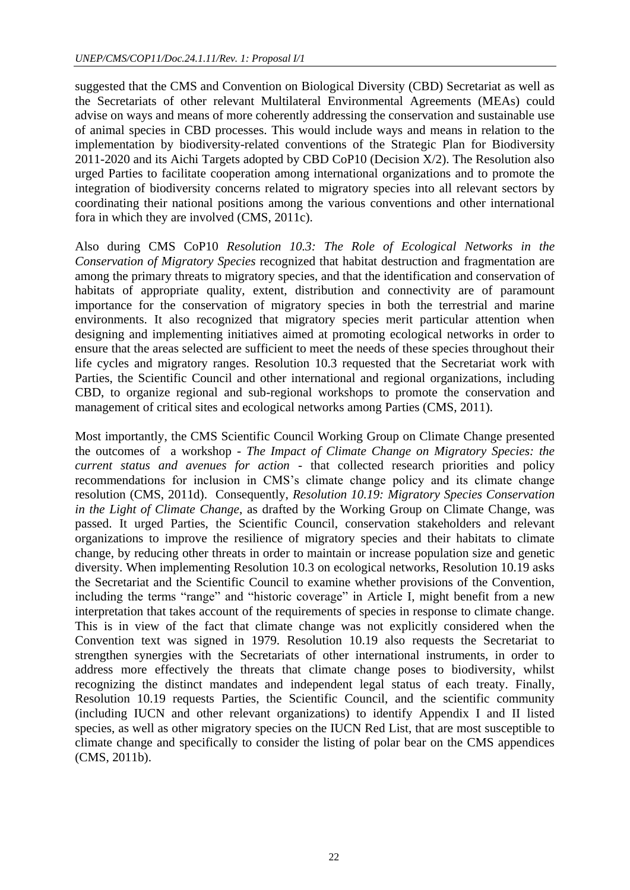suggested that the CMS and Convention on Biological Diversity (CBD) Secretariat as well as the Secretariats of other relevant Multilateral Environmental Agreements (MEAs) could advise on ways and means of more coherently addressing the conservation and sustainable use of animal species in CBD processes. This would include ways and means in relation to the implementation by biodiversity-related conventions of the Strategic Plan for Biodiversity 2011-2020 and its Aichi Targets adopted by CBD CoP10 (Decision X/2). The Resolution also urged Parties to facilitate cooperation among international organizations and to promote the integration of biodiversity concerns related to migratory species into all relevant sectors by coordinating their national positions among the various conventions and other international fora in which they are involved (CMS, 2011c).

Also during CMS CoP10 *Resolution 10.3: The Role of Ecological Networks in the Conservation of Migratory Species* recognized that habitat destruction and fragmentation are among the primary threats to migratory species, and that the identification and conservation of habitats of appropriate quality, extent, distribution and connectivity are of paramount importance for the conservation of migratory species in both the terrestrial and marine environments. It also recognized that migratory species merit particular attention when designing and implementing initiatives aimed at promoting ecological networks in order to ensure that the areas selected are sufficient to meet the needs of these species throughout their life cycles and migratory ranges. Resolution 10.3 requested that the Secretariat work with Parties, the Scientific Council and other international and regional organizations, including CBD, to organize regional and sub-regional workshops to promote the conservation and management of critical sites and ecological networks among Parties (CMS, 2011).

Most importantly, the CMS Scientific Council Working Group on Climate Change presented the outcomes of a workshop - *The Impact of Climate Change on Migratory Species: the current status and avenues for action* - that collected research priorities and policy recommendations for inclusion in CMS's climate change policy and its climate change resolution (CMS, 2011d). Consequently, *Resolution 10.19: Migratory Species Conservation in the Light of Climate Change*, as drafted by the Working Group on Climate Change, was passed. It urged Parties, the Scientific Council, conservation stakeholders and relevant organizations to improve the resilience of migratory species and their habitats to climate change, by reducing other threats in order to maintain or increase population size and genetic diversity. When implementing Resolution 10.3 on ecological networks, Resolution 10.19 asks the Secretariat and the Scientific Council to examine whether provisions of the Convention, including the terms "range" and "historic coverage" in Article I, might benefit from a new interpretation that takes account of the requirements of species in response to climate change. This is in view of the fact that climate change was not explicitly considered when the Convention text was signed in 1979. Resolution 10.19 also requests the Secretariat to strengthen synergies with the Secretariats of other international instruments, in order to address more effectively the threats that climate change poses to biodiversity, whilst recognizing the distinct mandates and independent legal status of each treaty. Finally, Resolution 10.19 requests Parties, the Scientific Council, and the scientific community (including IUCN and other relevant organizations) to identify Appendix I and II listed species, as well as other migratory species on the IUCN Red List, that are most susceptible to climate change and specifically to consider the listing of polar bear on the CMS appendices (CMS, 2011b).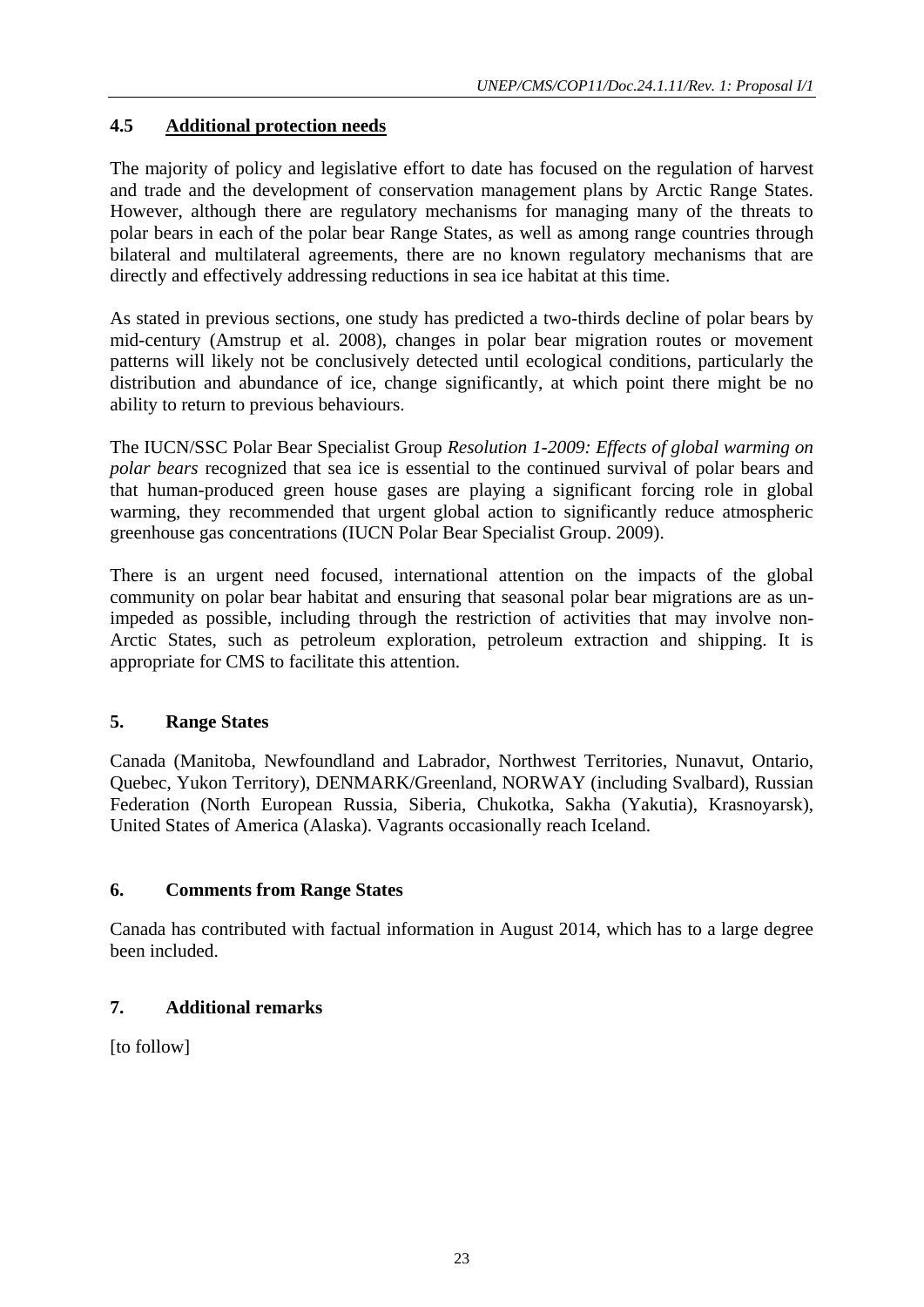### 4.5 **Additional protection needs**

The majority of policy and legislative effort to date has focused on the regulation of harvest and trade and the development of conservation management plans by Arctic Range States. However, although there are regulatory mechanisms for managing many of the threats to polar bears in each of the polar bear Range States, as well as among range countries through bilateral and multilateral agreements, there are no known regulatory mechanisms that are directly and effectively addressing reductions in sea ice habitat at this time.

As stated in previous sections, one study has predicted a two-thirds decline of polar bears by mid-century (Amstrup et al. 2008), changes in polar bear migration routes or movement patterns will likely not be conclusively detected until ecological conditions, particularly the distribution and abundance of ice, change significantly, at which point there might be no ability to return to previous behaviours.

The IUCN/SSC Polar Bear Specialist Group *Resolution 1-2009: Effects of global warming on polar bears* recognized that sea ice is essential to the continued survival of polar bears and that human-produced green house gases are playing a significant forcing role in global warming, they recommended that urgent global action to significantly reduce atmospheric greenhouse gas concentrations (IUCN Polar Bear Specialist Group. 2009).

There is an urgent need focused, international attention on the impacts of the global community on polar bear habitat and ensuring that seasonal polar bear migrations are as un-impeded as possible, including through the restriction of activities that may involve non-Arctic States, such as petroleum exploration, petroleum extraction and shipping. It is appropriate for CMS to facilitate this attention.

## 5. Range States

Canada (Manitoba, Newfoundland and Labrador, Northwest Territories, Nunavut, Ontario, Quebec, Yukon Territory), DENMARK/Greenland, NORWAY (including Svalbard), Russian Federation (North European Russia, Siberia, Chukotka, Sakha (Yakutia), Krasnoyarsk), United States of America (Alaska). Vagrants occasionally reach Iceland.

## 6. Comments from Range States

Canada has contributed with factual information in August 2014, which has to a large degree been included.

## 7. Additional remarks

[to follow]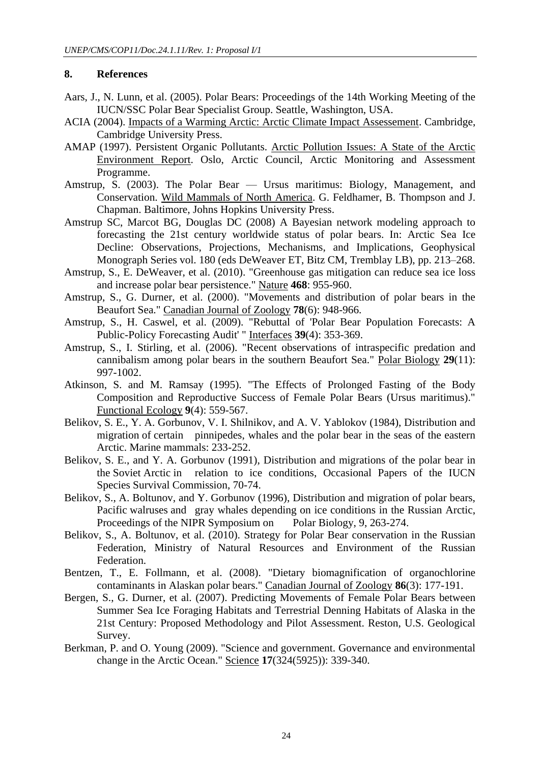## 8. References

Aars, J., N. Lunn, et al. (2005). Polar Bears: Proceedings of the 14th Working Meeting of the IUCN/SSC Polar Bear Specialist Group. Seattle, Washington, USA.

ACIA (2004). Impacts of a Warming Arctic: Arctic Climate Impact Assessement. Cambridge, Cambridge University Press.

AMAP (1997). Persistent Organic Pollutants. Arctic Pollution Issues: A State of the Arctic Environment Report. Oslo, Arctic Council, Arctic Monitoring and Assessment Programme.

Amstrup, S. (2003). The Polar Bear — Ursus maritimus: Biology, Management, and Conservation. Wild Mammals of North America. G. Feldhamer, B. Thompson and J. Chapman. Baltimore, Johns Hopkins University Press.

Amstrup SC, Marcot BG, Douglas DC (2008) A Bayesian network modeling approach to forecasting the 21st century worldwide status of polar bears. In: Arctic Sea Ice Decline: Observations, Projections, Mechanisms, and Implications, Geophysical Monograph Series vol. 180 (eds DeWeaver ET, Bitz CM, Tremblay LB), pp. 213–268.

Amstrup, S., E. DeWeaver, et al. (2010). "Greenhouse gas mitigation can reduce sea ice loss and increase polar bear persistence." Nature **468**: 955-960.

Amstrup, S., G. Durner, et al. (2000). "Movements and distribution of polar bears in the Beaufort Sea." Canadian Journal of Zoology **78**(6): 948-966.

Amstrup, S., H. Caswel, et al. (2009). "Rebuttal of 'Polar Bear Population Forecasts: A Public-Policy Forecasting Audit' " Interfaces **39**(4): 353-369.

Amstrup, S., I. Stirling, et al. (2006). "Recent observations of intraspecific predation and cannibalism among polar bears in the southern Beaufort Sea." Polar Biology **29**(11): 997-1002.

Atkinson, S. and M. Ramsay (1995). "The Effects of Prolonged Fasting of the Body Composition and Reproductive Success of Female Polar Bears (Ursus maritimus)." Functional Ecology **9**(4): 559-567.

Belikov, S. E., Y. A. Gorbunov, V. I. Shilnikov, and A. V. Yablokov (1984), Distribution and migration of certain pinnipedes, whales and the polar bear in the seas of the eastern Arctic. Marine mammals: 233-252.

Belikov, S. E., and Y. A. Gorbunov (1991), Distribution and migrations of the polar bear in the Soviet Arctic in relation to ice conditions, Occasional Papers of the IUCN Species Survival Commission, 70-74.

Belikov, S., A. Boltunov, and Y. Gorbunov (1996), Distribution and migration of polar bears, Pacific walruses and gray whales depending on ice conditions in the Russian Arctic, Proceedings of the NIPR Symposium on Polar Biology, 9, 263-274.

Belikov, S., A. Boltunov, et al. (2010). Strategy for Polar Bear conservation in the Russian Federation, Ministry of Natural Resources and Environment of the Russian Federation.

Bentzen, T., E. Follmann, et al. (2008). "Dietary biomagnification of organochlorine contaminants in Alaskan polar bears." Canadian Journal of Zoology **86**(3): 177-191.

Bergen, S., G. Durner, et al. (2007). Predicting Movements of Female Polar Bears between Summer Sea Ice Foraging Habitats and Terrestrial Denning Habitats of Alaska in the 21st Century: Proposed Methodology and Pilot Assessment. Reston, U.S. Geological Survey.

Berkman, P. and O. Young (2009). "Science and government. Governance and environmental change in the Arctic Ocean." Science **17**(324(5925)): 339-340.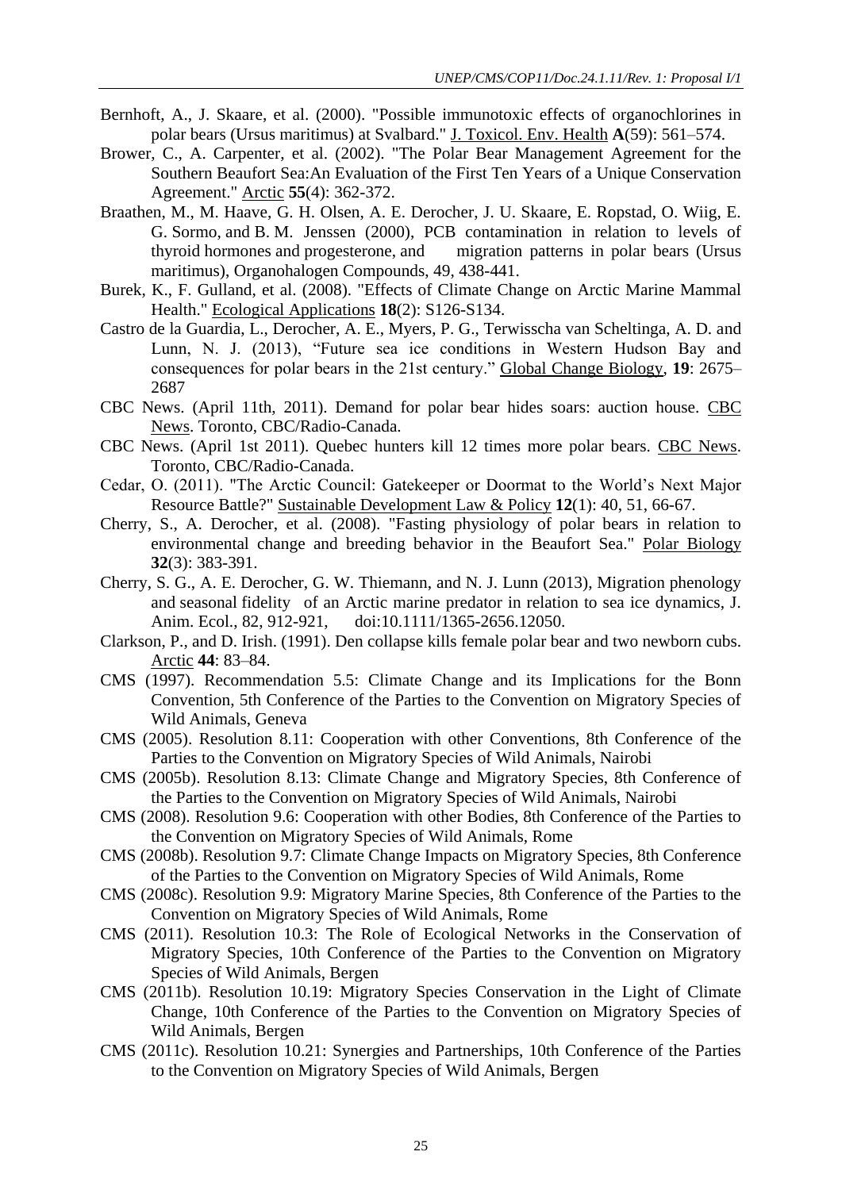Bernhoft, A., J. Skaare, et al. (2000). "Possible immunotoxic effects of organochlorines in polar bears (Ursus maritimus) at Svalbard." J. Toxicol. Env. Health **A**(59): 561–574.

Brower, C., A. Carpenter, et al. (2002). "The Polar Bear Management Agreement for the Southern Beaufort Sea:An Evaluation of the First Ten Years of a Unique Conservation Agreement." Arctic **55**(4): 362-372.

Braathen, M., M. Haave, G. H. Olsen, A. E. Derocher, J. U. Skaare, E. Ropstad, O. Wiig, E. G. Sormo, and B. M. Jenssen (2000), PCB contamination in relation to levels of thyroid hormones and progesterone, and migration patterns in polar bears (Ursus maritimus), Organohalogen Compounds, 49, 438-441.

Burek, K., F. Gulland, et al. (2008). "Effects of Climate Change on Arctic Marine Mammal Health." Ecological Applications **18**(2): S126-S134.

Castro de la Guardia, L., Derocher, A. E., Myers, P. G., Terwisscha van Scheltinga, A. D. and Lunn, N. J. (2013), "Future sea ice conditions in Western Hudson Bay and consequences for polar bears in the 21st century." Global Change Biology, **19**: 2675–2687

CBC News. (April 11th, 2011). Demand for polar bear hides soars: auction house. CBC News. Toronto, CBC/Radio-Canada.

CBC News. (April 1st 2011). Quebec hunters kill 12 times more polar bears. CBC News. Toronto, CBC/Radio-Canada.

Cedar, O. (2011). "The Arctic Council: Gatekeeper or Doormat to the World's Next Major Resource Battle?" Sustainable Development Law & Policy **12**(1): 40, 51, 66-67.

Cherry, S., A. Derocher, et al. (2008). "Fasting physiology of polar bears in relation to environmental change and breeding behavior in the Beaufort Sea." Polar Biology **32**(3): 383-391.

Cherry, S. G., A. E. Derocher, G. W. Thiemann, and N. J. Lunn (2013), Migration phenology and seasonal fidelity of an Arctic marine predator in relation to sea ice dynamics, J. Anim. Ecol., 82, 912-921, doi:10.1111/1365-2656.12050.

Clarkson, P., and D. Irish. (1991). Den collapse kills female polar bear and two newborn cubs. Arctic **44**: 83–84.

CMS (1997). Recommendation 5.5: Climate Change and its Implications for the Bonn Convention, 5th Conference of the Parties to the Convention on Migratory Species of Wild Animals, Geneva

CMS (2005). Resolution 8.11: Cooperation with other Conventions, 8th Conference of the Parties to the Convention on Migratory Species of Wild Animals, Nairobi

CMS (2005b). Resolution 8.13: Climate Change and Migratory Species, 8th Conference of the Parties to the Convention on Migratory Species of Wild Animals, Nairobi

CMS (2008). Resolution 9.6: Cooperation with other Bodies, 8th Conference of the Parties to the Convention on Migratory Species of Wild Animals, Rome

CMS (2008b). Resolution 9.7: Climate Change Impacts on Migratory Species, 8th Conference of the Parties to the Convention on Migratory Species of Wild Animals, Rome

CMS (2008c). Resolution 9.9: Migratory Marine Species, 8th Conference of the Parties to the Convention on Migratory Species of Wild Animals, Rome

CMS (2011). Resolution 10.3: The Role of Ecological Networks in the Conservation of Migratory Species, 10th Conference of the Parties to the Convention on Migratory Species of Wild Animals, Bergen

CMS (2011b). Resolution 10.19: Migratory Species Conservation in the Light of Climate Change, 10th Conference of the Parties to the Convention on Migratory Species of Wild Animals, Bergen

CMS (2011c). Resolution 10.21: Synergies and Partnerships, 10th Conference of the Parties to the Convention on Migratory Species of Wild Animals, Bergen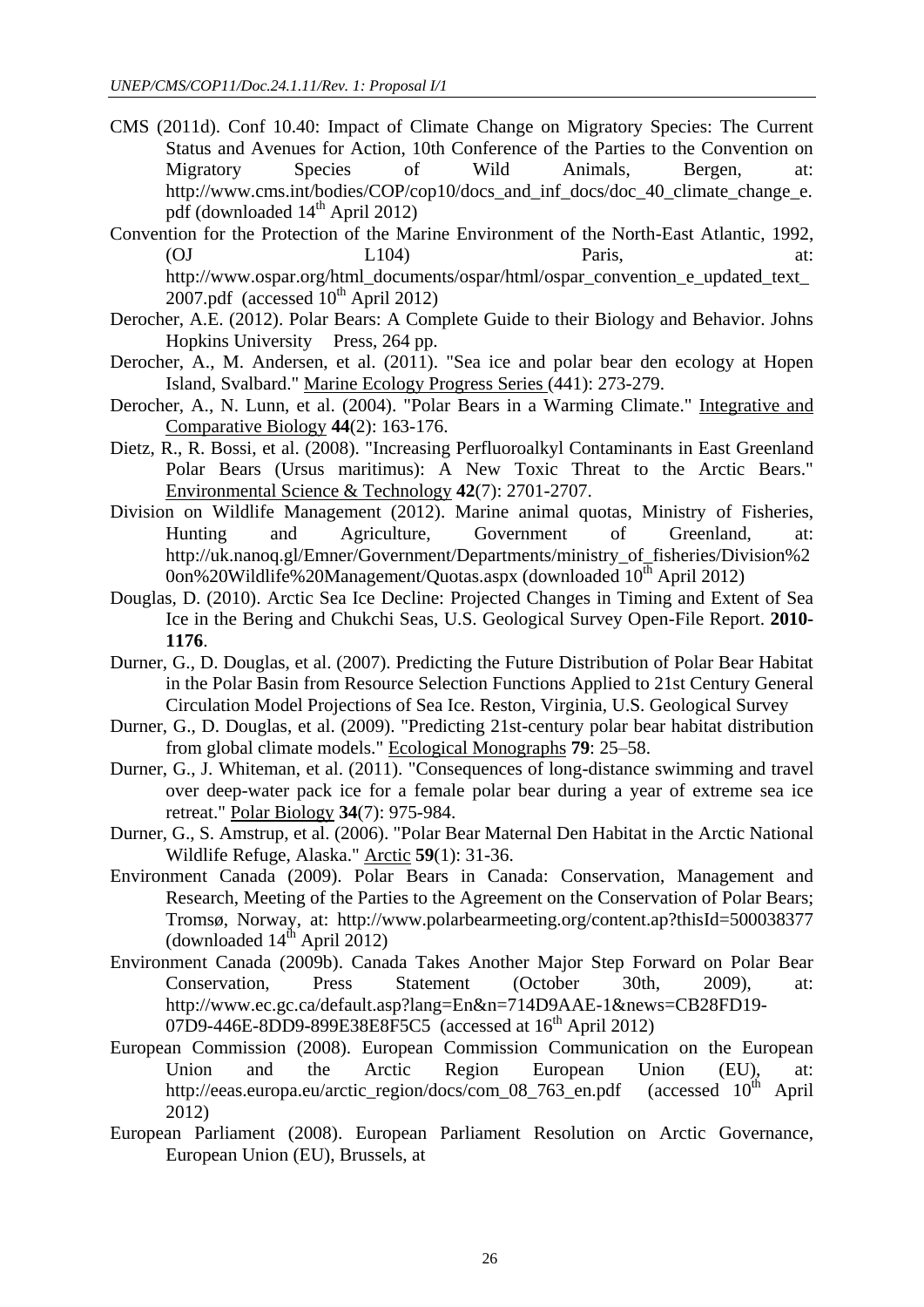CMS (2011d). Conf 10.40: Impact of Climate Change on Migratory Species: The Current Status and Avenues for Action, 10th Conference of the Parties to the Convention on Migratory Species of Wild Animals, Bergen, at: http://www.cms.int/bodies/COP/cop10/docs_and_inf_docs/doc_40_climate_change_e.pdf (downloaded 14th April 2012)

Convention for the Protection of the Marine Environment of the North-East Atlantic, 1992, (OJ L104) Paris, at: http://www.ospar.org/html_documents/ospar/html/ospar_convention_e_updated_text_2007.pdf (accessed 10th April 2012)

Derocher, A.E. (2012). Polar Bears: A Complete Guide to their Biology and Behavior. Johns Hopkins University Press, 264 pp.

Derocher, A., M. Andersen, et al. (2011). "Sea ice and polar bear den ecology at Hopen Island, Svalbard." Marine Ecology Progress Series (441): 273-279.

Derocher, A., N. Lunn, et al. (2004). "Polar Bears in a Warming Climate." Integrative and Comparative Biology **44**(2): 163-176.

Dietz, R., R. Bossi, et al. (2008). "Increasing Perfluoroalkyl Contaminants in East Greenland Polar Bears (Ursus maritimus): A New Toxic Threat to the Arctic Bears." Environmental Science & Technology **42**(7): 2701-2707.

Division on Wildlife Management (2012). Marine animal quotas, Ministry of Fisheries, Hunting and Agriculture, Government of Greenland, at: http://uk.nanoq.gl/Emner/Government/Departments/ministry_of_fisheries/Division%20on%20Wildlife%20Management/Quotas.aspx (downloaded 10th April 2012)

Douglas, D. (2010). Arctic Sea Ice Decline: Projected Changes in Timing and Extent of Sea Ice in the Bering and Chukchi Seas, U.S. Geological Survey Open-File Report. **2010-1176**.

Durner, G., D. Douglas, et al. (2007). Predicting the Future Distribution of Polar Bear Habitat in the Polar Basin from Resource Selection Functions Applied to 21st Century General Circulation Model Projections of Sea Ice. Reston, Virginia, U.S. Geological Survey

Durner, G., D. Douglas, et al. (2009). "Predicting 21st-century polar bear habitat distribution from global climate models." Ecological Monographs **79**: 25–58.

Durner, G., J. Whiteman, et al. (2011). "Consequences of long-distance swimming and travel over deep-water pack ice for a female polar bear during a year of extreme sea ice retreat." Polar Biology **34**(7): 975-984.

Durner, G., S. Amstrup, et al. (2006). "Polar Bear Maternal Den Habitat in the Arctic National Wildlife Refuge, Alaska." Arctic **59**(1): 31-36.

Environment Canada (2009). Polar Bears in Canada: Conservation, Management and Research, Meeting of the Parties to the Agreement on the Conservation of Polar Bears; Tromsø, Norway, at: http://www.polarbearmeeting.org/content.ap?thisId=500038377 (downloaded 14th April 2012)

Environment Canada (2009b). Canada Takes Another Major Step Forward on Polar Bear Conservation, Press Statement (October 30th, 2009), at: http://www.ec.gc.ca/default.asp?lang=En&n=714D9AAE-1&news=CB28FD19-07D9-446E-8DD9-899E38E8F5C5 (accessed at 16th April 2012)

European Commission (2008). European Commission Communication on the European Union and the Arctic Region European Union (EU), at: http://eeas.europa.eu/arctic_region/docs/com_08_763_en.pdf (accessed 10th April 2012)

European Parliament (2008). European Parliament Resolution on Arctic Governance, European Union (EU), Brussels, at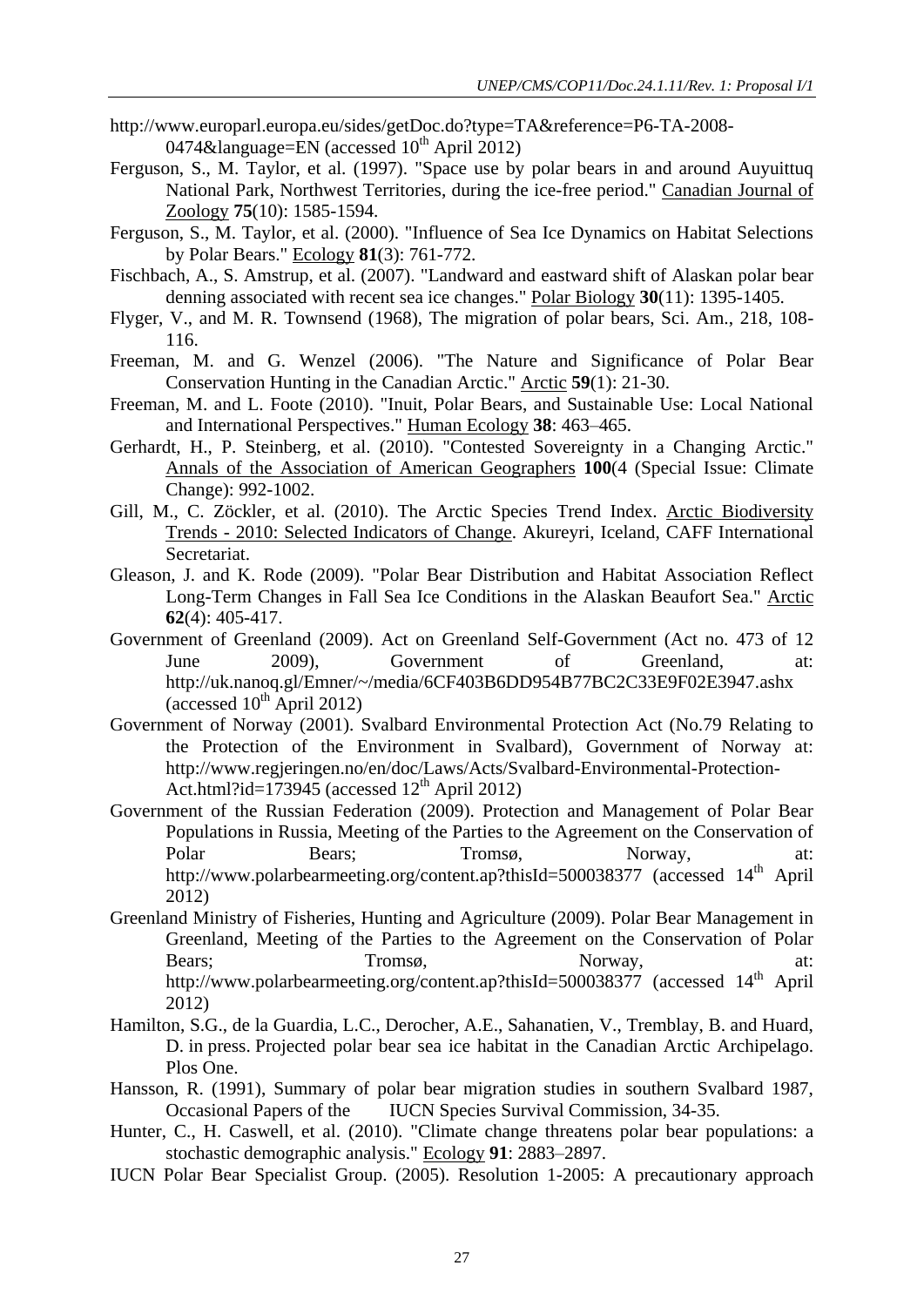http://www.europarl.europa.eu/sides/getDoc.do?type=TA&reference=P6-TA-2008-0474&language=EN (accessed 10th April 2012)

Ferguson, S., M. Taylor, et al. (1997). "Space use by polar bears in and around Auyuittuq National Park, Northwest Territories, during the ice-free period." Canadian Journal of Zoology **75**(10): 1585-1594.

Ferguson, S., M. Taylor, et al. (2000). "Influence of Sea Ice Dynamics on Habitat Selections by Polar Bears." Ecology **81**(3): 761-772.

Fischbach, A., S. Amstrup, et al. (2007). "Landward and eastward shift of Alaskan polar bear denning associated with recent sea ice changes." Polar Biology **30**(11): 1395-1405.

Flyger, V., and M. R. Townsend (1968), The migration of polar bears, Sci. Am., 218, 108-116.

Freeman, M. and G. Wenzel (2006). "The Nature and Significance of Polar Bear Conservation Hunting in the Canadian Arctic." Arctic **59**(1): 21-30.

Freeman, M. and L. Foote (2010). "Inuit, Polar Bears, and Sustainable Use: Local National and International Perspectives." Human Ecology **38**: 463–465.

Gerhardt, H., P. Steinberg, et al. (2010). "Contested Sovereignty in a Changing Arctic." Annals of the Association of American Geographers **100**(4 (Special Issue: Climate Change): 992-1002.

Gill, M., C. Zöckler, et al. (2010). The Arctic Species Trend Index. Arctic Biodiversity Trends - 2010: Selected Indicators of Change. Akureyri, Iceland, CAFF International Secretariat.

Gleason, J. and K. Rode (2009). "Polar Bear Distribution and Habitat Association Reflect Long-Term Changes in Fall Sea Ice Conditions in the Alaskan Beaufort Sea." Arctic **62**(4): 405-417.

Government of Greenland (2009). Act on Greenland Self-Government (Act no. 473 of 12 June 2009), Government of Greenland, at: http://uk.nanoq.gl/Emner/~/media/6CF403B6DD954B77BC2C33E9F02E3947.ashx (accessed 10th April 2012)

Government of Norway (2001). Svalbard Environmental Protection Act (No.79 Relating to the Protection of the Environment in Svalbard), Government of Norway at: http://www.regjeringen.no/en/doc/Laws/Acts/Svalbard-Environmental-Protection-Act.html?id=173945 (accessed 12th April 2012)

Government of the Russian Federation (2009). Protection and Management of Polar Bear Populations in Russia, Meeting of the Parties to the Agreement on the Conservation of Polar Bears; Tromsø, Norway, at: http://www.polarbearmeeting.org/content.ap?thisId=500038377 (accessed 14th April 2012)

Greenland Ministry of Fisheries, Hunting and Agriculture (2009). Polar Bear Management in Greenland, Meeting of the Parties to the Agreement on the Conservation of Polar Bears; Tromsø, Norway, at: http://www.polarbearmeeting.org/content.ap?thisId=500038377 (accessed 14th April 2012)

Hamilton, S.G., de la Guardia, L.C., Derocher, A.E., Sahanatien, V., Tremblay, B. and Huard, D. in press. Projected polar bear sea ice habitat in the Canadian Arctic Archipelago. Plos One.

Hansson, R. (1991), Summary of polar bear migration studies in southern Svalbard 1987, Occasional Papers of the IUCN Species Survival Commission, 34-35.

Hunter, C., H. Caswell, et al. (2010). "Climate change threatens polar bear populations: a stochastic demographic analysis." Ecology **91**: 2883–2897.

IUCN Polar Bear Specialist Group. (2005). Resolution 1-2005: A precautionary approach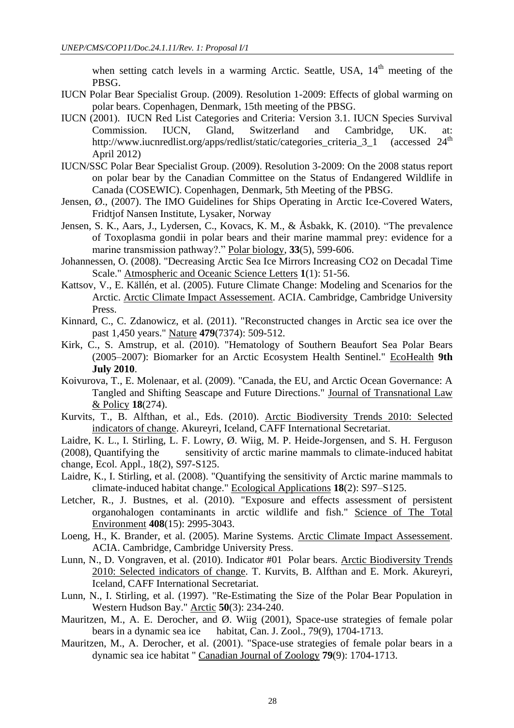when setting catch levels in a warming Arctic. Seattle, USA, 14th meeting of the PBSG.

IUCN Polar Bear Specialist Group. (2009). Resolution 1-2009: Effects of global warming on polar bears. Copenhagen, Denmark, 15th meeting of the PBSG.

IUCN (2001). IUCN Red List Categories and Criteria: Version 3.1. IUCN Species Survival Commission. IUCN, Gland, Switzerland and Cambridge, UK. at: http://www.iucnredlist.org/apps/redlist/static/categories_criteria_3_1 (accessed 24th April 2012)

IUCN/SSC Polar Bear Specialist Group. (2009). Resolution 3-2009: On the 2008 status report on polar bear by the Canadian Committee on the Status of Endangered Wildlife in Canada (COSEWIC). Copenhagen, Denmark, 5th Meeting of the PBSG.

Jensen, Ø., (2007). The IMO Guidelines for Ships Operating in Arctic Ice-Covered Waters, Fridtjof Nansen Institute, Lysaker, Norway

Jensen, S. K., Aars, J., Lydersen, C., Kovacs, K. M., & Åsbakk, K. (2010). "The prevalence of Toxoplasma gondii in polar bears and their marine mammal prey: evidence for a marine transmission pathway?." Polar biology, **33**(5), 599-606.

Johannessen, O. (2008). "Decreasing Arctic Sea Ice Mirrors Increasing CO2 on Decadal Time Scale." Atmospheric and Oceanic Science Letters **1**(1): 51-56.

Kattsov, V., E. Källén, et al. (2005). Future Climate Change: Modeling and Scenarios for the Arctic. Arctic Climate Impact Assessement. ACIA. Cambridge, Cambridge University Press.

Kinnard, C., C. Zdanowicz, et al. (2011). "Reconstructed changes in Arctic sea ice over the past 1,450 years." Nature **479**(7374): 509-512.

Kirk, C., S. Amstrup, et al. (2010). "Hematology of Southern Beaufort Sea Polar Bears (2005–2007): Biomarker for an Arctic Ecosystem Health Sentinel." EcoHealth **9th July 2010**.

Koivurova, T., E. Molenaar, et al. (2009). "Canada, the EU, and Arctic Ocean Governance: A Tangled and Shifting Seascape and Future Directions." Journal of Transnational Law & Policy **18**(274).

Kurvits, T., B. Alfthan, et al., Eds. (2010). Arctic Biodiversity Trends 2010: Selected indicators of change. Akureyri, Iceland, CAFF International Secretariat.

Laidre, K. L., I. Stirling, L. F. Lowry, Ø. Wiig, M. P. Heide-Jorgensen, and S. H. Ferguson (2008), Quantifying the sensitivity of arctic marine mammals to climate-induced habitat change, Ecol. Appl., 18(2), S97-S125.

Laidre, K., I. Stirling, et al. (2008). "Quantifying the sensitivity of Arctic marine mammals to climate-induced habitat change." Ecological Applications **18**(2): S97–S125.

Letcher, R., J. Bustnes, et al. (2010). "Exposure and effects assessment of persistent organohalogen contaminants in arctic wildlife and fish." Science of The Total Environment **408**(15): 2995-3043.

Loeng, H., K. Brander, et al. (2005). Marine Systems. Arctic Climate Impact Assessement. ACIA. Cambridge, Cambridge University Press.

Lunn, N., D. Vongraven, et al. (2010). Indicator #01 Polar bears. Arctic Biodiversity Trends 2010: Selected indicators of change. T. Kurvits, B. Alfthan and E. Mork. Akureyri, Iceland, CAFF International Secretariat.

Lunn, N., I. Stirling, et al. (1997). "Re-Estimating the Size of the Polar Bear Population in Western Hudson Bay." Arctic **50**(3): 234-240.

Mauritzen, M., A. E. Derocher, and Ø. Wiig (2001), Space-use strategies of female polar bears in a dynamic sea ice habitat, Can. J. Zool., 79(9), 1704-1713.

Mauritzen, M., A. Derocher, et al. (2001). "Space-use strategies of female polar bears in a dynamic sea ice habitat " Canadian Journal of Zoology **79**(9): 1704-1713.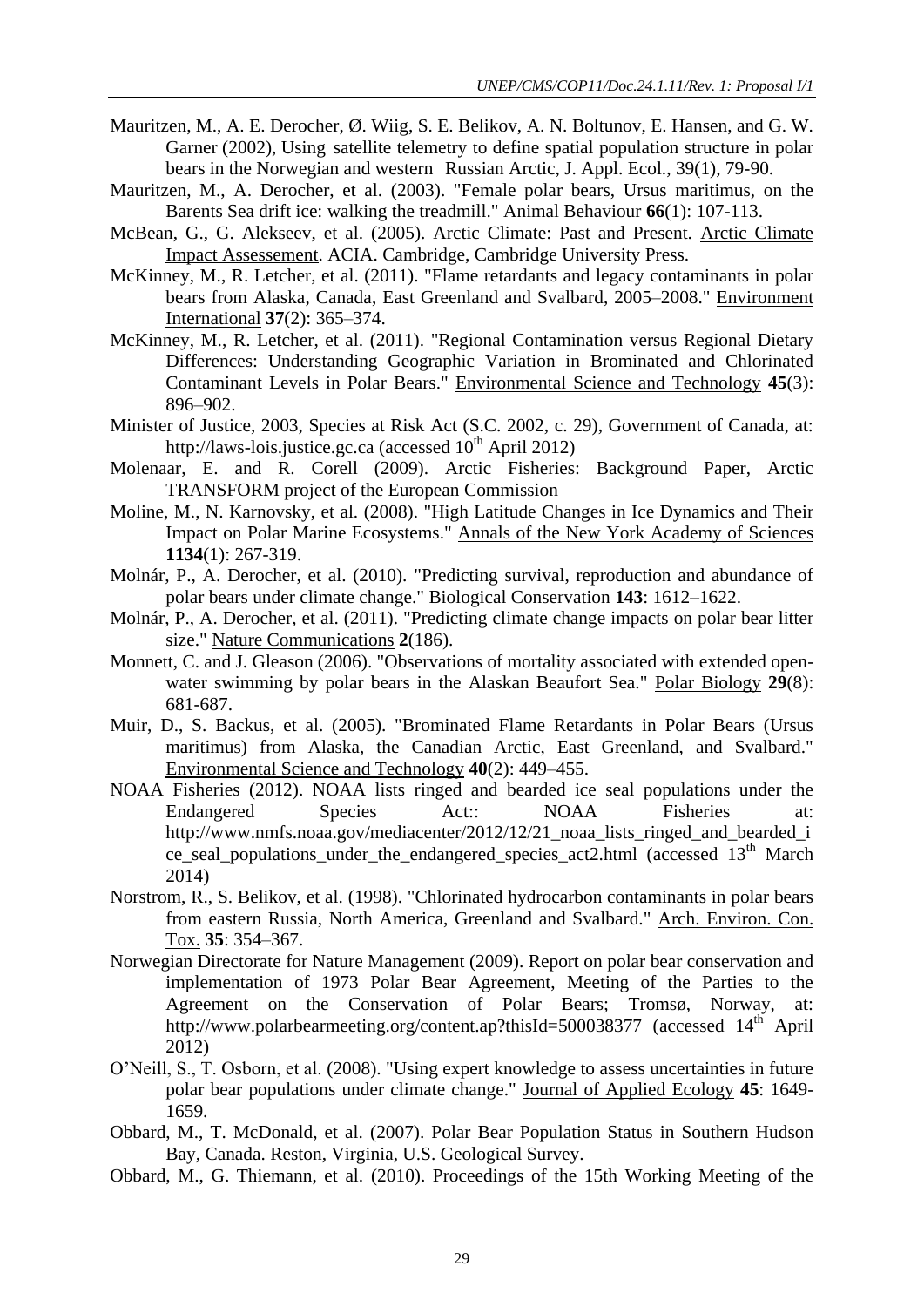Mauritzen, M., A. E. Derocher, Ø. Wiig, S. E. Belikov, A. N. Boltunov, E. Hansen, and G. W. Garner (2002), Using satellite telemetry to define spatial population structure in polar bears in the Norwegian and western Russian Arctic, J. Appl. Ecol., 39(1), 79-90.

Mauritzen, M., A. Derocher, et al. (2003). "Female polar bears, Ursus maritimus, on the Barents Sea drift ice: walking the treadmill." Animal Behaviour **66**(1): 107-113.

McBean, G., G. Alekseev, et al. (2005). Arctic Climate: Past and Present. Arctic Climate Impact Assessement. ACIA. Cambridge, Cambridge University Press.

McKinney, M., R. Letcher, et al. (2011). "Flame retardants and legacy contaminants in polar bears from Alaska, Canada, East Greenland and Svalbard, 2005–2008." Environment International **37**(2): 365–374.

McKinney, M., R. Letcher, et al. (2011). "Regional Contamination versus Regional Dietary Differences: Understanding Geographic Variation in Brominated and Chlorinated Contaminant Levels in Polar Bears." Environmental Science and Technology **45**(3): 896–902.

Minister of Justice, 2003, Species at Risk Act (S.C. 2002, c. 29), Government of Canada, at: http://laws-lois.justice.gc.ca (accessed 10th April 2012)

Molenaar, E. and R. Corell (2009). Arctic Fisheries: Background Paper, Arctic TRANSFORM project of the European Commission

Moline, M., N. Karnovsky, et al. (2008). "High Latitude Changes in Ice Dynamics and Their Impact on Polar Marine Ecosystems." Annals of the New York Academy of Sciences **1134**(1): 267-319.

Molnár, P., A. Derocher, et al. (2010). "Predicting survival, reproduction and abundance of polar bears under climate change." Biological Conservation **143**: 1612–1622.

Molnár, P., A. Derocher, et al. (2011). "Predicting climate change impacts on polar bear litter size." Nature Communications **2**(186).

Monnett, C. and J. Gleason (2006). "Observations of mortality associated with extended open-water swimming by polar bears in the Alaskan Beaufort Sea." Polar Biology **29**(8): 681-687.

Muir, D., S. Backus, et al. (2005). "Brominated Flame Retardants in Polar Bears (Ursus maritimus) from Alaska, the Canadian Arctic, East Greenland, and Svalbard." Environmental Science and Technology **40**(2): 449–455.

NOAA Fisheries (2012). NOAA lists ringed and bearded ice seal populations under the Endangered Species Act:: NOAA Fisheries at: http://www.nmfs.noaa.gov/mediacenter/2012/12/21_noaa_lists_ringed_and_bearded_ice_seal_populations_under_the_endangered_species_act2.html (accessed 13th March 2014)

Norstrom, R., S. Belikov, et al. (1998). "Chlorinated hydrocarbon contaminants in polar bears from eastern Russia, North America, Greenland and Svalbard." Arch. Environ. Con. Tox. **35**: 354–367.

Norwegian Directorate for Nature Management (2009). Report on polar bear conservation and implementation of 1973 Polar Bear Agreement, Meeting of the Parties to the Agreement on the Conservation of Polar Bears; Tromsø, Norway, at: http://www.polarbearmeeting.org/content.ap?thisId=500038377 (accessed 14th April 2012)

O'Neill, S., T. Osborn, et al. (2008). "Using expert knowledge to assess uncertainties in future polar bear populations under climate change." Journal of Applied Ecology **45**: 1649-1659.

Obbard, M., T. McDonald, et al. (2007). Polar Bear Population Status in Southern Hudson Bay, Canada. Reston, Virginia, U.S. Geological Survey.

Obbard, M., G. Thiemann, et al. (2010). Proceedings of the 15th Working Meeting of the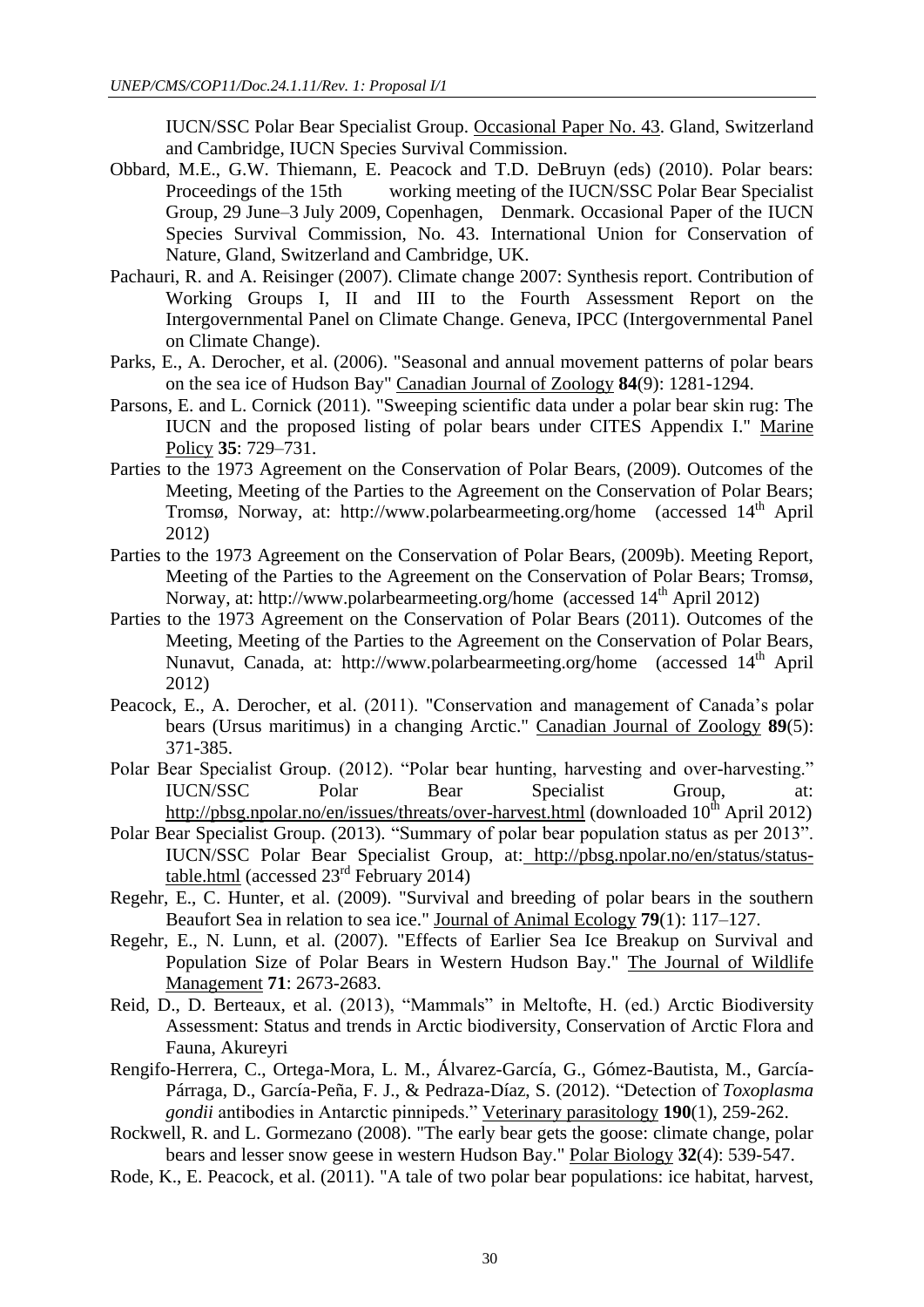IUCN/SSC Polar Bear Specialist Group. Occasional Paper No. 43. Gland, Switzerland and Cambridge, IUCN Species Survival Commission.

Obbard, M.E., G.W. Thiemann, E. Peacock and T.D. DeBruyn (eds) (2010). Polar bears: Proceedings of the 15th working meeting of the IUCN/SSC Polar Bear Specialist Group, 29 June–3 July 2009, Copenhagen, Denmark. Occasional Paper of the IUCN Species Survival Commission, No. 43. International Union for Conservation of Nature, Gland, Switzerland and Cambridge, UK.

Pachauri, R. and A. Reisinger (2007). Climate change 2007: Synthesis report. Contribution of Working Groups I, II and III to the Fourth Assessment Report on the Intergovernmental Panel on Climate Change. Geneva, IPCC (Intergovernmental Panel on Climate Change).

Parks, E., A. Derocher, et al. (2006). "Seasonal and annual movement patterns of polar bears on the sea ice of Hudson Bay" Canadian Journal of Zoology **84**(9): 1281-1294.

Parsons, E. and L. Cornick (2011). "Sweeping scientific data under a polar bear skin rug: The IUCN and the proposed listing of polar bears under CITES Appendix I." Marine Policy **35**: 729–731.

Parties to the 1973 Agreement on the Conservation of Polar Bears, (2009). Outcomes of the Meeting, Meeting of the Parties to the Agreement on the Conservation of Polar Bears; Tromsø, Norway, at: http://www.polarbearmeeting.org/home (accessed 14th April 2012)

Parties to the 1973 Agreement on the Conservation of Polar Bears, (2009b). Meeting Report, Meeting of the Parties to the Agreement on the Conservation of Polar Bears; Tromsø, Norway, at: http://www.polarbearmeeting.org/home (accessed 14th April 2012)

Parties to the 1973 Agreement on the Conservation of Polar Bears (2011). Outcomes of the Meeting, Meeting of the Parties to the Agreement on the Conservation of Polar Bears, Nunavut, Canada, at: http://www.polarbearmeeting.org/home (accessed 14th April 2012)

Peacock, E., A. Derocher, et al. (2011). "Conservation and management of Canada's polar bears (Ursus maritimus) in a changing Arctic." Canadian Journal of Zoology **89**(5): 371-385.

Polar Bear Specialist Group. (2012). "Polar bear hunting, harvesting and over-harvesting." IUCN/SSC Polar Bear Specialist Group, at: http://pbsg.npolar.no/en/issues/threats/over-harvest.html (downloaded 10th April 2012)

Polar Bear Specialist Group. (2013). "Summary of polar bear population status as per 2013". IUCN/SSC Polar Bear Specialist Group, at: http://pbsg.npolar.no/en/status/status-table.html (accessed 23rd February 2014)

Regehr, E., C. Hunter, et al. (2009). "Survival and breeding of polar bears in the southern Beaufort Sea in relation to sea ice." Journal of Animal Ecology **79**(1): 117–127.

Regehr, E., N. Lunn, et al. (2007). "Effects of Earlier Sea Ice Breakup on Survival and Population Size of Polar Bears in Western Hudson Bay." The Journal of Wildlife Management **71**: 2673-2683.

Reid, D., D. Berteaux, et al. (2013), "Mammals" in Meltofte, H. (ed.) Arctic Biodiversity Assessment: Status and trends in Arctic biodiversity, Conservation of Arctic Flora and Fauna, Akureyri

Rengifo-Herrera, C., Ortega-Mora, L. M., Álvarez-García, G., Gómez-Bautista, M., García-Párraga, D., García-Peña, F. J., & Pedraza-Díaz, S. (2012). "Detection of *Toxoplasma gondii* antibodies in Antarctic pinnipeds." Veterinary parasitology **190**(1), 259-262.

Rockwell, R. and L. Gormezano (2008). "The early bear gets the goose: climate change, polar bears and lesser snow geese in western Hudson Bay." Polar Biology **32**(4): 539-547.

Rode, K., E. Peacock, et al. (2011). "A tale of two polar bear populations: ice habitat, harvest,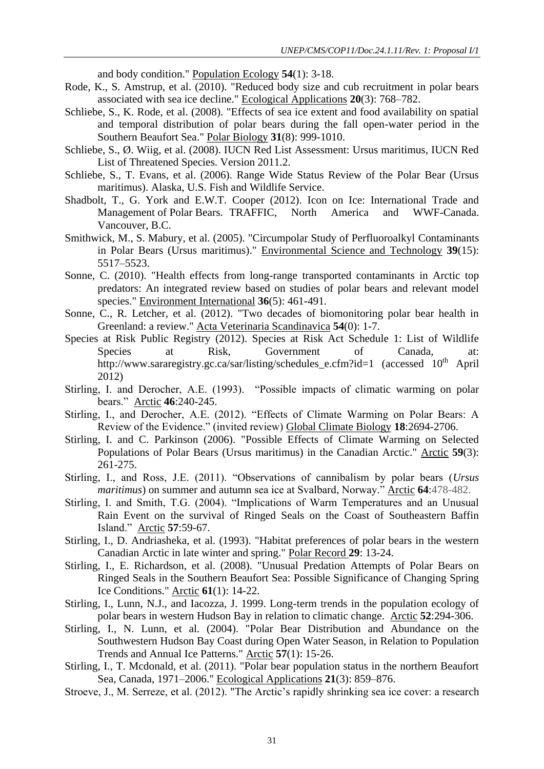and body condition." Population Ecology **54**(1): 3-18.

Rode, K., S. Amstrup, et al. (2010). "Reduced body size and cub recruitment in polar bears associated with sea ice decline." Ecological Applications **20**(3): 768–782.

Schliebe, S., K. Rode, et al. (2008). "Effects of sea ice extent and food availability on spatial and temporal distribution of polar bears during the fall open-water period in the Southern Beaufort Sea." Polar Biology **31**(8): 999-1010.

Schliebe, S., Ø. Wiig, et al. (2008). IUCN Red List Assessment: Ursus maritimus, IUCN Red List of Threatened Species. Version 2011.2.

Schliebe, S., T. Evans, et al. (2006). Range Wide Status Review of the Polar Bear (Ursus maritimus). Alaska, U.S. Fish and Wildlife Service.

Shadbolt, T., G. York and E.W.T. Cooper (2012). Icon on Ice: International Trade and Management of Polar Bears. TRAFFIC, North America and WWF-Canada. Vancouver, B.C.

Smithwick, M., S. Mabury, et al. (2005). "Circumpolar Study of Perfluoroalkyl Contaminants in Polar Bears (Ursus maritimus)." Environmental Science and Technology **39**(15): 5517–5523.

Sonne, C. (2010). "Health effects from long-range transported contaminants in Arctic top predators: An integrated review based on studies of polar bears and relevant model species." Environment International **36**(5): 461-491.

Sonne, C., R. Letcher, et al. (2012). "Two decades of biomonitoring polar bear health in Greenland: a review." Acta Veterinaria Scandinavica **54**(0): 1-7.

Species at Risk Public Registry (2012). Species at Risk Act Schedule 1: List of Wildlife Species at Risk, Government of Canada, at: http://www.sararegistry.gc.ca/sar/listing/schedules_e.cfm?id=1 (accessed 10th April 2012)

Stirling, I. and Derocher, A.E. (1993). "Possible impacts of climatic warming on polar bears." Arctic **46**:240-245.

Stirling, I., and Derocher, A.E. (2012). "Effects of Climate Warming on Polar Bears: A Review of the Evidence." (invited review) Global Climate Biology **18**:2694-2706.

Stirling, I. and C. Parkinson (2006). "Possible Effects of Climate Warming on Selected Populations of Polar Bears (Ursus maritimus) in the Canadian Arctic." Arctic **59**(3): 261-275.

Stirling, I., and Ross, J.E. (2011). "Observations of cannibalism by polar bears (*Ursus maritimus*) on summer and autumn sea ice at Svalbard, Norway." Arctic **64**:478-482.

Stirling, I. and Smith, T.G. (2004). "Implications of Warm Temperatures and an Unusual Rain Event on the survival of Ringed Seals on the Coast of Southeastern Baffin Island." Arctic **57**:59-67.

Stirling, I., D. Andriasheka, et al. (1993). "Habitat preferences of polar bears in the western Canadian Arctic in late winter and spring." Polar Record **29**: 13-24.

Stirling, I., E. Richardson, et al. (2008). "Unusual Predation Attempts of Polar Bears on Ringed Seals in the Southern Beaufort Sea: Possible Significance of Changing Spring Ice Conditions." Arctic **61**(1): 14-22.

Stirling, I., Lunn, N.J., and Iacozza, J. 1999. Long-term trends in the population ecology of polar bears in western Hudson Bay in relation to climatic change. Arctic **52**:294-306.

Stirling, I., N. Lunn, et al. (2004). "Polar Bear Distribution and Abundance on the Southwestern Hudson Bay Coast during Open Water Season, in Relation to Population Trends and Annual Ice Patterns." Arctic **57**(1): 15-26.

Stirling, I., T. Mcdonald, et al. (2011). "Polar bear population status in the northern Beaufort Sea, Canada, 1971–2006." Ecological Applications **21**(3): 859–876.

Stroeve, J., M. Serreze, et al. (2012). "The Arctic's rapidly shrinking sea ice cover: a research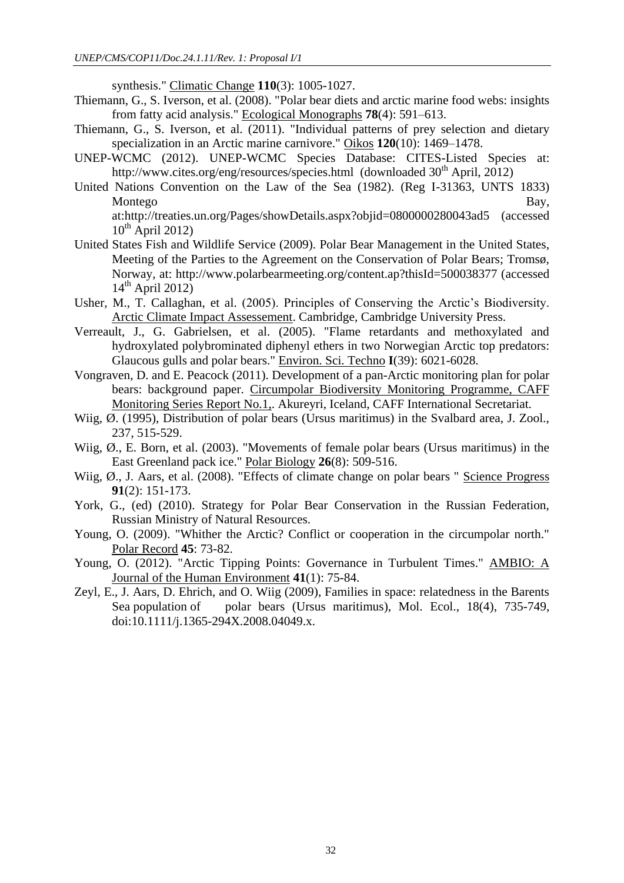synthesis." Climatic Change **110**(3): 1005-1027.

Thiemann, G., S. Iverson, et al. (2008). "Polar bear diets and arctic marine food webs: insights from fatty acid analysis." Ecological Monographs **78**(4): 591–613.

Thiemann, G., S. Iverson, et al. (2011). "Individual patterns of prey selection and dietary specialization in an Arctic marine carnivore." Oikos **120**(10): 1469–1478.

UNEP-WCMC (2012). UNEP-WCMC Species Database: CITES-Listed Species at: http://www.cites.org/eng/resources/species.html (downloaded 30th April, 2012)

United Nations Convention on the Law of the Sea (1982). (Reg I-31363, UNTS 1833) Montego Bay, at:http://treaties.un.org/Pages/showDetails.aspx?objid=0800000280043ad5 (accessed 10th April 2012)

United States Fish and Wildlife Service (2009). Polar Bear Management in the United States, Meeting of the Parties to the Agreement on the Conservation of Polar Bears; Tromsø, Norway, at: http://www.polarbearmeeting.org/content.ap?thisId=500038377 (accessed 14th April 2012)

Usher, M., T. Callaghan, et al. (2005). Principles of Conserving the Arctic's Biodiversity. Arctic Climate Impact Assessement. Cambridge, Cambridge University Press.

Verreault, J., G. Gabrielsen, et al. (2005). "Flame retardants and methoxylated and hydroxylated polybrominated diphenyl ethers in two Norwegian Arctic top predators: Glaucous gulls and polar bears." Environ. Sci. Techno **I**(39): 6021-6028.

Vongraven, D. and E. Peacock (2011). Development of a pan-Arctic monitoring plan for polar bears: background paper. Circumpolar Biodiversity Monitoring Programme, CAFF Monitoring Series Report No.1,. Akureyri, Iceland, CAFF International Secretariat.

Wiig, Ø. (1995), Distribution of polar bears (Ursus maritimus) in the Svalbard area, J. Zool., 237, 515-529.

Wiig, Ø., E. Born, et al. (2003). "Movements of female polar bears (Ursus maritimus) in the East Greenland pack ice." Polar Biology **26**(8): 509-516.

Wiig, Ø., J. Aars, et al. (2008). "Effects of climate change on polar bears " Science Progress **91**(2): 151-173.

York, G., (ed) (2010). Strategy for Polar Bear Conservation in the Russian Federation, Russian Ministry of Natural Resources.

Young, O. (2009). "Whither the Arctic? Conflict or cooperation in the circumpolar north." Polar Record **45**: 73-82.

Young, O. (2012). "Arctic Tipping Points: Governance in Turbulent Times." AMBIO: A Journal of the Human Environment **41**(1): 75-84.

Zeyl, E., J. Aars, D. Ehrich, and O. Wiig (2009), Families in space: relatedness in the Barents Sea population of polar bears (Ursus maritimus), Mol. Ecol., 18(4), 735-749, doi:10.1111/j.1365-294X.2008.04049.x.